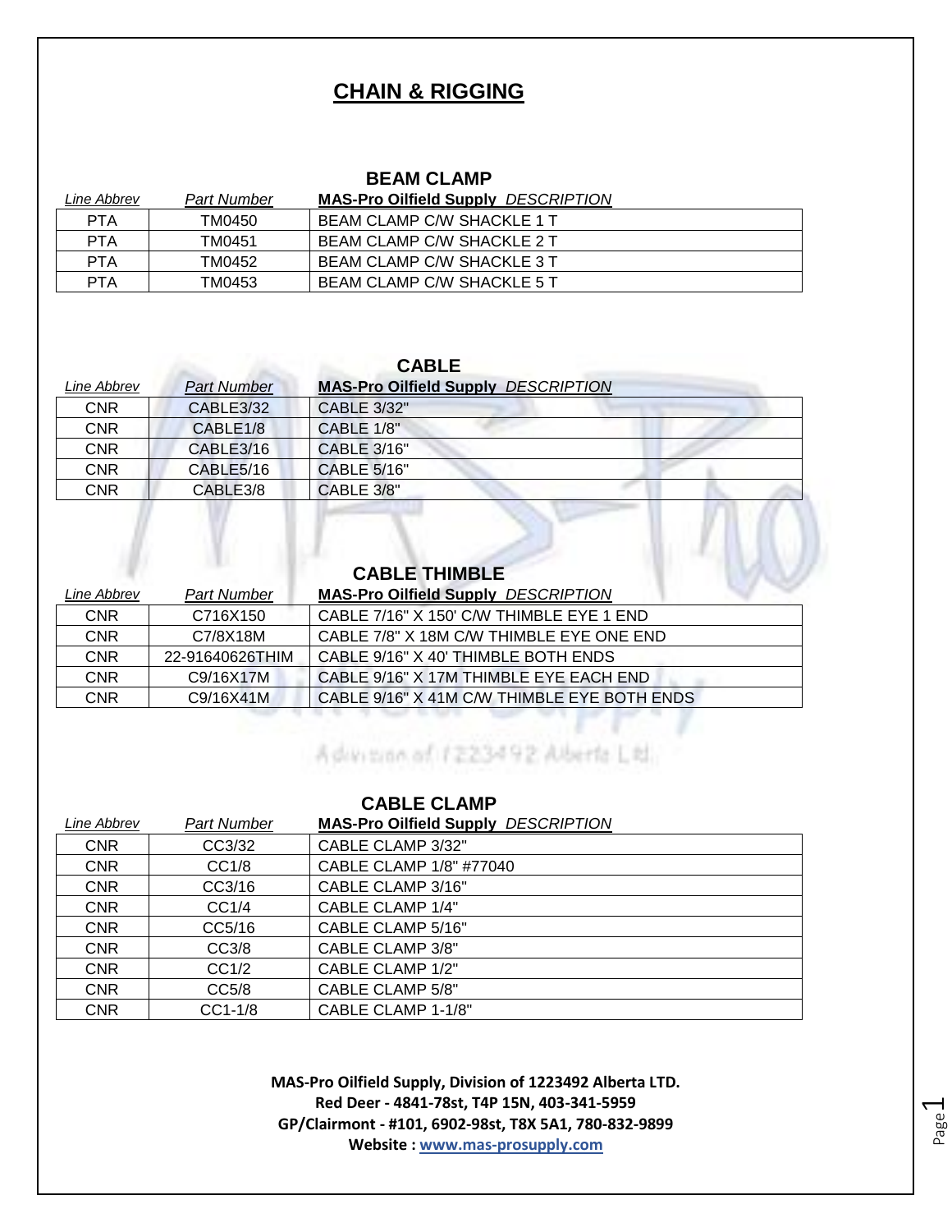# CHAIN & RIGGING

## BEAM CLAMP

| *Line Abbrev* | *Part Number* | **MAS-Pro Oilfield Supply** *DESCRIPTION* |
|---|---|---|
| PTA | TM0450 | BEAM CLAMP C/W SHACKLE 1 T |
| PTA | TM0451 | BEAM CLAMP C/W SHACKLE 2 T |
| PTA | TM0452 | BEAM CLAMP C/W SHACKLE 3 T |
| PTA | TM0453 | BEAM CLAMP C/W SHACKLE 5 T |

## CABLE

| *Line Abbrev* | *Part Number* | **MAS-Pro Oilfield Supply** *DESCRIPTION* |
|---|---|---|
| CNR | CABLE3/32 | CABLE 3/32" |
| CNR | CABLE1/8 | CABLE 1/8" |
| CNR | CABLE3/16 | CABLE 3/16" |
| CNR | CABLE5/16 | CABLE 5/16" |
| CNR | CABLE3/8 | CABLE 3/8" |

## CABLE THIMBLE

| *Line Abbrev* | *Part Number* | **MAS-Pro Oilfield Supply** *DESCRIPTION* |
|---|---|---|
| CNR | C716X150 | CABLE 7/16" X 150' C/W THIMBLE EYE 1 END |
| CNR | C7/8X18M | CABLE 7/8" X 18M C/W THIMBLE EYE ONE END |
| CNR | 22-91640626THIM | CABLE 9/16" X 40' THIMBLE BOTH ENDS |
| CNR | C9/16X17M | CABLE 9/16" X 17M THIMBLE EYE EACH END |
| CNR | C9/16X41M | CABLE 9/16" X 41M C/W THIMBLE EYE BOTH ENDS |

## CABLE CLAMP

| *Line Abbrev* | *Part Number* | **MAS-Pro Oilfield Supply** *DESCRIPTION* |
|---|---|---|
| CNR | CC3/32 | CABLE CLAMP 3/32" |
| CNR | CC1/8 | CABLE CLAMP 1/8" #77040 |
| CNR | CC3/16 | CABLE CLAMP 3/16" |
| CNR | CC1/4 | CABLE CLAMP 1/4" |
| CNR | CC5/16 | CABLE CLAMP 5/16" |
| CNR | CC3/8 | CABLE CLAMP 3/8" |
| CNR | CC1/2 | CABLE CLAMP 1/2" |
| CNR | CC5/8 | CABLE CLAMP 5/8" |
| CNR | CC1-1/8 | CABLE CLAMP 1-1/8" |

**MAS-Pro Oilfield Supply, Division of 1223492 Alberta LTD.**
**Red Deer - 4841-78st, T4P 15N, 403-341-5959**
**GP/Clairmont - #101, 6902-98st, T8X 5A1, 780-832-9899**
**Website : www.mas-prosupply.com**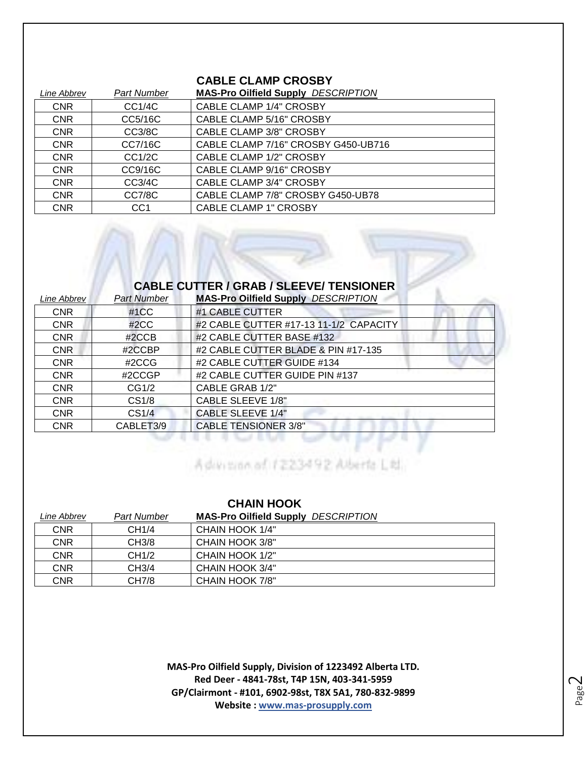## CABLE CLAMP CROSBY

| *Line Abbrev* | *Part Number* | **MAS-Pro Oilfield Supply** *DESCRIPTION* |
|---|---|---|
| CNR | CC1/4C | CABLE CLAMP 1/4" CROSBY |
| CNR | CC5/16C | CABLE CLAMP 5/16" CROSBY |
| CNR | CC3/8C | CABLE CLAMP 3/8" CROSBY |
| CNR | CC7/16C | CABLE CLAMP 7/16" CROSBY G450-UB716 |
| CNR | CC1/2C | CABLE CLAMP 1/2" CROSBY |
| CNR | CC9/16C | CABLE CLAMP 9/16" CROSBY |
| CNR | CC3/4C | CABLE CLAMP 3/4" CROSBY |
| CNR | CC7/8C | CABLE CLAMP 7/8" CROSBY G450-UB78 |
| CNR | CC1 | CABLE CLAMP 1" CROSBY |

## CABLE CUTTER / GRAB / SLEEVE/ TENSIONER

| *Line Abbrev* | *Part Number* | **MAS-Pro Oilfield Supply** *DESCRIPTION* |
|---|---|---|
| CNR | #1CC | #1 CABLE CUTTER |
| CNR | #2CC | #2 CABLE CUTTER #17-13 11-1/2 CAPACITY |
| CNR | #2CCB | #2 CABLE CUTTER BASE #132 |
| CNR | #2CCBP | #2 CABLE CUTTER BLADE & PIN #17-135 |
| CNR | #2CCG | #2 CABLE CUTTER GUIDE #134 |
| CNR | #2CCGP | #2 CABLE CUTTER GUIDE PIN #137 |
| CNR | CG1/2 | CABLE GRAB 1/2" |
| CNR | CS1/8 | CABLE SLEEVE 1/8" |
| CNR | CS1/4 | CABLE SLEEVE 1/4" |
| CNR | CABLET3/9 | CABLE TENSIONER 3/8" |

## CHAIN HOOK

| *Line Abbrev* | *Part Number* | **MAS-Pro Oilfield Supply** *DESCRIPTION* |
|---|---|---|
| CNR | CH1/4 | CHAIN HOOK 1/4" |
| CNR | CH3/8 | CHAIN HOOK 3/8" |
| CNR | CH1/2 | CHAIN HOOK 1/2" |
| CNR | CH3/4 | CHAIN HOOK 3/4" |
| CNR | CH7/8 | CHAIN HOOK 7/8" |

**MAS-Pro Oilfield Supply, Division of 1223492 Alberta LTD.**
**Red Deer - 4841-78st, T4P 15N, 403-341-5959**
**GP/Clairmont - #101, 6902-98st, T8X 5A1, 780-832-9899**
**Website : www.mas-prosupply.com**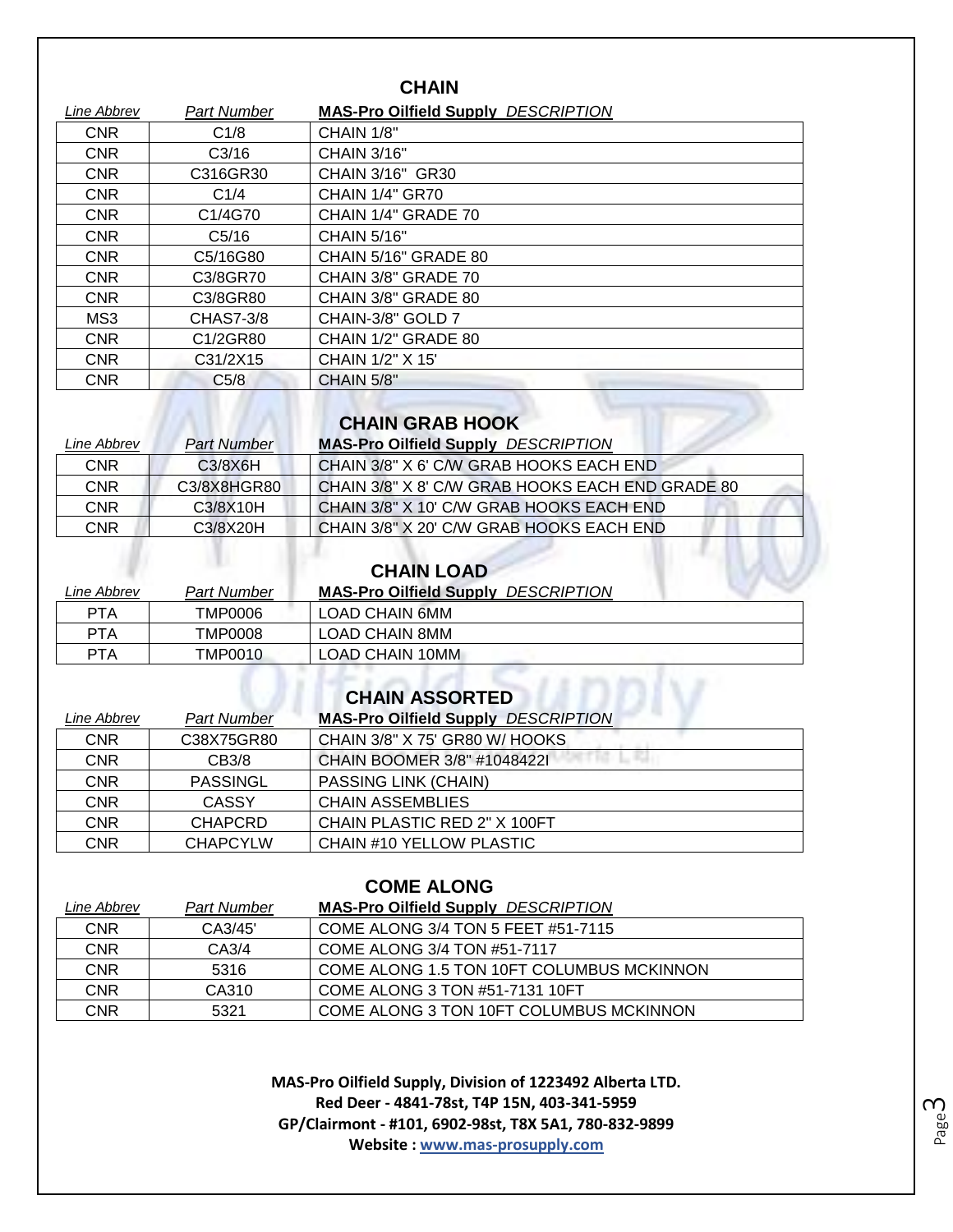## CHAIN

| *Line Abbrev* | *Part Number* | **MAS-Pro Oilfield Supply** *DESCRIPTION* |
|---|---|---|
| CNR | C1/8 | CHAIN 1/8" |
| CNR | C3/16 | CHAIN 3/16" |
| CNR | C316GR30 | CHAIN 3/16" GR30 |
| CNR | C1/4 | CHAIN 1/4" GR70 |
| CNR | C1/4G70 | CHAIN 1/4" GRADE 70 |
| CNR | C5/16 | CHAIN 5/16" |
| CNR | C5/16G80 | CHAIN 5/16" GRADE 80 |
| CNR | C3/8GR70 | CHAIN 3/8" GRADE 70 |
| CNR | C3/8GR80 | CHAIN 3/8" GRADE 80 |
| MS3 | CHAS7-3/8 | CHAIN-3/8" GOLD 7 |
| CNR | C1/2GR80 | CHAIN 1/2" GRADE 80 |
| CNR | C31/2X15 | CHAIN 1/2" X 15' |
| CNR | C5/8 | CHAIN 5/8" |

## CHAIN GRAB HOOK

| *Line Abbrev* | *Part Number* | **MAS-Pro Oilfield Supply** *DESCRIPTION* |
|---|---|---|
| CNR | C3/8X6H | CHAIN 3/8" X 6' C/W GRAB HOOKS EACH END |
| CNR | C3/8X8HGR80 | CHAIN 3/8" X 8' C/W GRAB HOOKS EACH END GRADE 80 |
| CNR | C3/8X10H | CHAIN 3/8" X 10' C/W GRAB HOOKS EACH END |
| CNR | C3/8X20H | CHAIN 3/8" X 20' C/W GRAB HOOKS EACH END |

## CHAIN LOAD

| *Line Abbrev* | *Part Number* | **MAS-Pro Oilfield Supply** *DESCRIPTION* |
|---|---|---|
| PTA | TMP0006 | LOAD CHAIN 6MM |
| PTA | TMP0008 | LOAD CHAIN 8MM |
| PTA | TMP0010 | LOAD CHAIN 10MM |

## CHAIN ASSORTED

| *Line Abbrev* | *Part Number* | **MAS-Pro Oilfield Supply** *DESCRIPTION* |
|---|---|---|
| CNR | C38X75GR80 | CHAIN 3/8" X 75' GR80 W/ HOOKS |
| CNR | CB3/8 | CHAIN BOOMER 3/8" #1048422I |
| CNR | PASSINGL | PASSING LINK (CHAIN) |
| CNR | CASSY | CHAIN ASSEMBLIES |
| CNR | CHAPCRD | CHAIN PLASTIC RED 2" X 100FT |
| CNR | CHAPCYLW | CHAIN #10 YELLOW PLASTIC |

## COME ALONG

| *Line Abbrev* | *Part Number* | **MAS-Pro Oilfield Supply** *DESCRIPTION* |
|---|---|---|
| CNR | CA3/45' | COME ALONG 3/4 TON 5 FEET #51-7115 |
| CNR | CA3/4 | COME ALONG 3/4 TON #51-7117 |
| CNR | 5316 | COME ALONG 1.5 TON 10FT COLUMBUS MCKINNON |
| CNR | CA310 | COME ALONG 3 TON #51-7131 10FT |
| CNR | 5321 | COME ALONG 3 TON 10FT COLUMBUS MCKINNON |

**MAS-Pro Oilfield Supply, Division of 1223492 Alberta LTD.**
**Red Deer - 4841-78st, T4P 15N, 403-341-5959**
**GP/Clairmont - #101, 6902-98st, T8X 5A1, 780-832-9899**
**Website : www.mas-prosupply.com**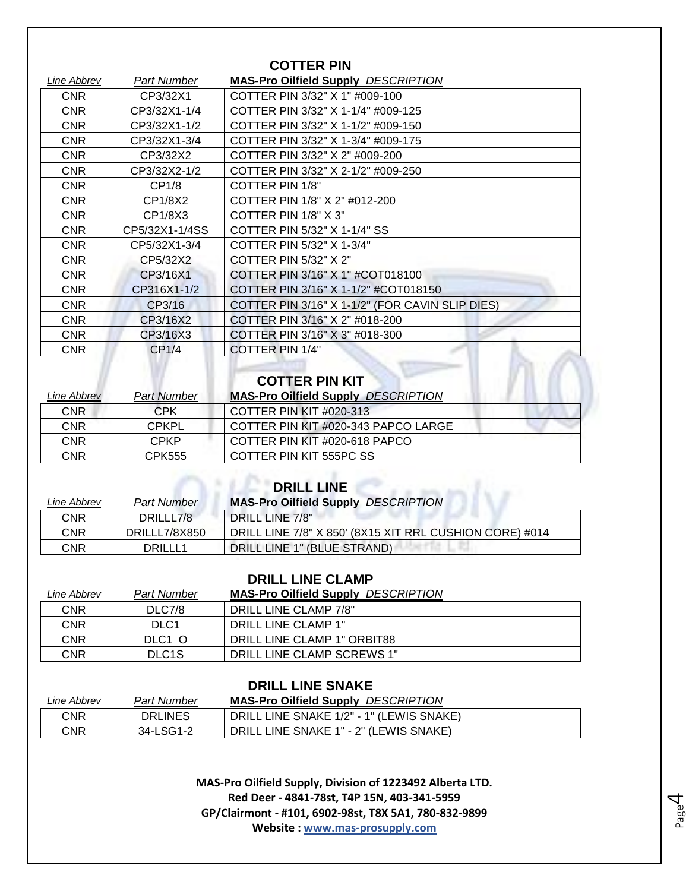## COTTER PIN

| Line Abbrev | Part Number | MAS-Pro Oilfield Supply DESCRIPTION |
|---|---|---|
| CNR | CP3/32X1 | COTTER PIN 3/32" X 1" #009-100 |
| CNR | CP3/32X1-1/4 | COTTER PIN 3/32" X 1-1/4" #009-125 |
| CNR | CP3/32X1-1/2 | COTTER PIN 3/32" X 1-1/2" #009-150 |
| CNR | CP3/32X1-3/4 | COTTER PIN 3/32" X 1-3/4" #009-175 |
| CNR | CP3/32X2 | COTTER PIN 3/32" X 2" #009-200 |
| CNR | CP3/32X2-1/2 | COTTER PIN 3/32" X 2-1/2" #009-250 |
| CNR | CP1/8 | COTTER PIN 1/8" |
| CNR | CP1/8X2 | COTTER PIN 1/8" X 2" #012-200 |
| CNR | CP1/8X3 | COTTER PIN 1/8" X 3" |
| CNR | CP5/32X1-1/4SS | COTTER PIN 5/32" X 1-1/4" SS |
| CNR | CP5/32X1-3/4 | COTTER PIN 5/32" X 1-3/4" |
| CNR | CP5/32X2 | COTTER PIN 5/32" X 2" |
| CNR | CP3/16X1 | COTTER PIN 3/16" X 1" #COT018100 |
| CNR | CP316X1-1/2 | COTTER PIN 3/16" X 1-1/2" #COT018150 |
| CNR | CP3/16 | COTTER PIN 3/16" X 1-1/2" (FOR CAVIN SLIP DIES) |
| CNR | CP3/16X2 | COTTER PIN 3/16" X 2" #018-200 |
| CNR | CP3/16X3 | COTTER PIN 3/16" X 3" #018-300 |
| CNR | CP1/4 | COTTER PIN 1/4" |

## COTTER PIN KIT

| Line Abbrev | Part Number | MAS-Pro Oilfield Supply DESCRIPTION |
|---|---|---|
| CNR | CPK | COTTER PIN KIT #020-313 |
| CNR | CPKPL | COTTER PIN KIT #020-343 PAPCO LARGE |
| CNR | CPKP | COTTER PIN KIT #020-618 PAPCO |
| CNR | CPK555 | COTTER PIN KIT 555PC SS |

## DRILL LINE

| Line Abbrev | Part Number | MAS-Pro Oilfield Supply DESCRIPTION |
|---|---|---|
| CNR | DRILLL7/8 | DRILL LINE 7/8" |
| CNR | DRILLL7/8X850 | DRILL LINE 7/8" X 850' (8X15 XIT RRL CUSHION CORE) #014 |
| CNR | DRILLL1 | DRILL LINE 1" (BLUE STRAND) |

## DRILL LINE CLAMP

| Line Abbrev | Part Number | MAS-Pro Oilfield Supply DESCRIPTION |
|---|---|---|
| CNR | DLC7/8 | DRILL LINE CLAMP 7/8" |
| CNR | DLC1 | DRILL LINE CLAMP 1" |
| CNR | DLC1 O | DRILL LINE CLAMP 1" ORBIT88 |
| CNR | DLC1S | DRILL LINE CLAMP SCREWS 1" |

## DRILL LINE SNAKE

| Line Abbrev | Part Number | MAS-Pro Oilfield Supply DESCRIPTION |
|---|---|---|
| CNR | DRLINES | DRILL LINE SNAKE 1/2" - 1" (LEWIS SNAKE) |
| CNR | 34-LSG1-2 | DRILL LINE SNAKE 1" - 2" (LEWIS SNAKE) |

**MAS-Pro Oilfield Supply, Division of 1223492 Alberta LTD.**
**Red Deer - 4841-78st, T4P 15N, 403-341-5959**
**GP/Clairmont - #101, 6902-98st, T8X 5A1, 780-832-9899**
**Website : www.mas-prosupply.com**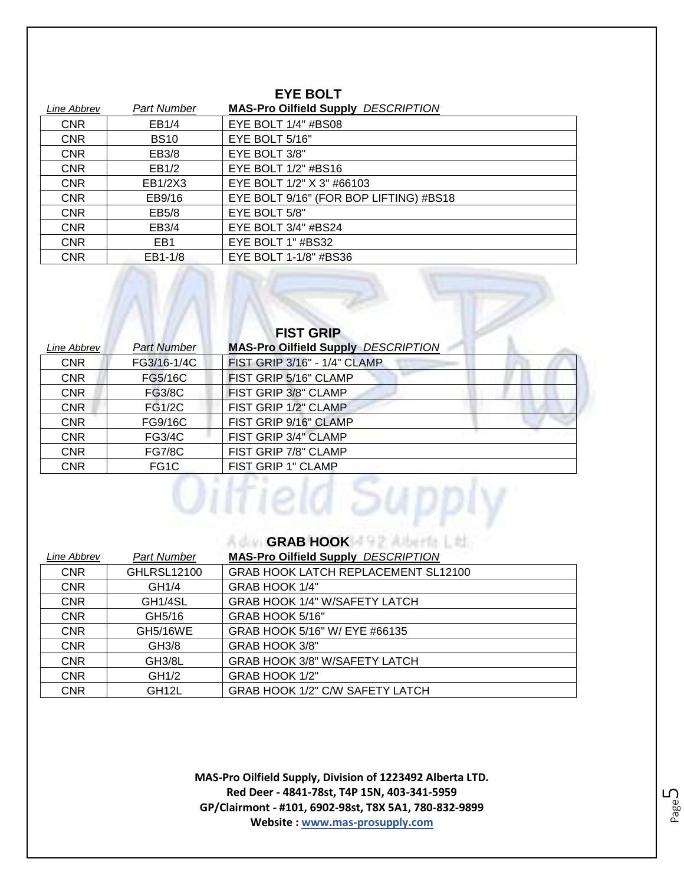## EYE BOLT

| *Line Abbrev* | *Part Number* | **MAS-Pro Oilfield Supply** *DESCRIPTION* |
|---|---|---|
| CNR | EB1/4 | EYE BOLT 1/4" #BS08 |
| CNR | BS10 | EYE BOLT 5/16" |
| CNR | EB3/8 | EYE BOLT 3/8" |
| CNR | EB1/2 | EYE BOLT 1/2" #BS16 |
| CNR | EB1/2X3 | EYE BOLT 1/2" X 3" #66103 |
| CNR | EB9/16 | EYE BOLT 9/16" (FOR BOP LIFTING) #BS18 |
| CNR | EB5/8 | EYE BOLT 5/8" |
| CNR | EB3/4 | EYE BOLT 3/4" #BS24 |
| CNR | EB1 | EYE BOLT 1" #BS32 |
| CNR | EB1-1/8 | EYE BOLT 1-1/8" #BS36 |

## FIST GRIP

| *Line Abbrev* | *Part Number* | **MAS-Pro Oilfield Supply** *DESCRIPTION* |
|---|---|---|
| CNR | FG3/16-1/4C | FIST GRIP 3/16" - 1/4" CLAMP |
| CNR | FG5/16C | FIST GRIP 5/16" CLAMP |
| CNR | FG3/8C | FIST GRIP 3/8" CLAMP |
| CNR | FG1/2C | FIST GRIP 1/2" CLAMP |
| CNR | FG9/16C | FIST GRIP 9/16" CLAMP |
| CNR | FG3/4C | FIST GRIP 3/4" CLAMP |
| CNR | FG7/8C | FIST GRIP 7/8" CLAMP |
| CNR | FG1C | FIST GRIP 1" CLAMP |

## GRAB HOOK

| *Line Abbrev* | *Part Number* | **MAS-Pro Oilfield Supply** *DESCRIPTION* |
|---|---|---|
| CNR | GHLRSL12100 | GRAB HOOK LATCH REPLACEMENT SL12100 |
| CNR | GH1/4 | GRAB HOOK 1/4" |
| CNR | GH1/4SL | GRAB HOOK 1/4" W/SAFETY LATCH |
| CNR | GH5/16 | GRAB HOOK 5/16" |
| CNR | GH5/16WE | GRAB HOOK 5/16" W/ EYE #66135 |
| CNR | GH3/8 | GRAB HOOK 3/8" |
| CNR | GH3/8L | GRAB HOOK 3/8" W/SAFETY LATCH |
| CNR | GH1/2 | GRAB HOOK 1/2" |
| CNR | GH12L | GRAB HOOK 1/2" C/W SAFETY LATCH |

**MAS-Pro Oilfield Supply, Division of 1223492 Alberta LTD.**
**Red Deer - 4841-78st, T4P 15N, 403-341-5959**
**GP/Clairmont - #101, 6902-98st, T8X 5A1, 780-832-9899**
**Website : www.mas-prosupply.com**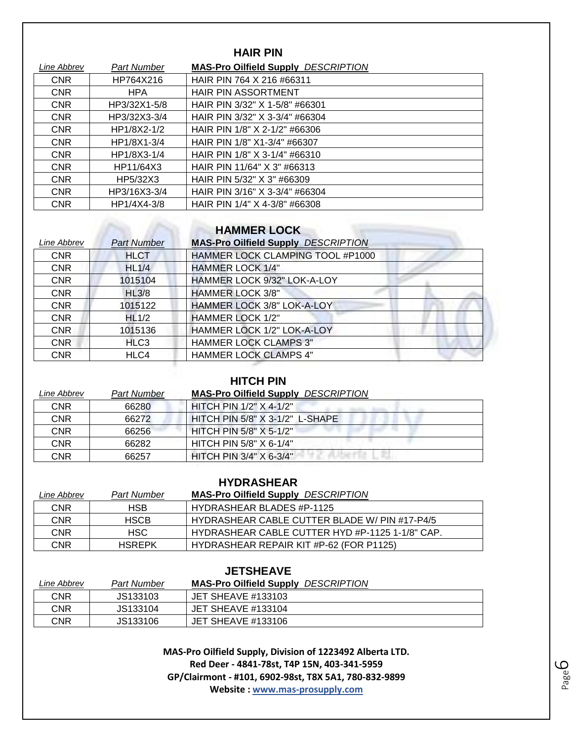## HAIR PIN

| Line Abbrev | Part Number | MAS-Pro Oilfield Supply DESCRIPTION |
|---|---|---|
| CNR | HP764X216 | HAIR PIN 764 X 216 #66311 |
| CNR | HPA | HAIR PIN ASSORTMENT |
| CNR | HP3/32X1-5/8 | HAIR PIN 3/32" X 1-5/8" #66301 |
| CNR | HP3/32X3-3/4 | HAIR PIN 3/32" X 3-3/4" #66304 |
| CNR | HP1/8X2-1/2 | HAIR PIN 1/8" X 2-1/2" #66306 |
| CNR | HP1/8X1-3/4 | HAIR PIN 1/8" X1-3/4" #66307 |
| CNR | HP1/8X3-1/4 | HAIR PIN 1/8" X 3-1/4" #66310 |
| CNR | HP11/64X3 | HAIR PIN 11/64" X 3" #66313 |
| CNR | HP5/32X3 | HAIR PIN 5/32" X 3" #66309 |
| CNR | HP3/16X3-3/4 | HAIR PIN 3/16" X 3-3/4" #66304 |
| CNR | HP1/4X4-3/8 | HAIR PIN 1/4" X 4-3/8" #66308 |

## HAMMER LOCK

| Line Abbrev | Part Number | MAS-Pro Oilfield Supply DESCRIPTION |
|---|---|---|
| CNR | HLCT | HAMMER LOCK CLAMPING TOOL #P1000 |
| CNR | HL1/4 | HAMMER LOCK 1/4" |
| CNR | 1015104 | HAMMER LOCK 9/32" LOK-A-LOY |
| CNR | HL3/8 | HAMMER LOCK 3/8" |
| CNR | 1015122 | HAMMER LOCK 3/8" LOK-A-LOY |
| CNR | HL1/2 | HAMMER LOCK 1/2" |
| CNR | 1015136 | HAMMER LOCK 1/2" LOK-A-LOY |
| CNR | HLC3 | HAMMER LOCK CLAMPS 3" |
| CNR | HLC4 | HAMMER LOCK CLAMPS 4" |

## HITCH PIN

| Line Abbrev | Part Number | MAS-Pro Oilfield Supply DESCRIPTION |
|---|---|---|
| CNR | 66280 | HITCH PIN 1/2" X 4-1/2" |
| CNR | 66272 | HITCH PIN 5/8" X 3-1/2" L-SHAPE |
| CNR | 66256 | HITCH PIN 5/8" X 5-1/2" |
| CNR | 66282 | HITCH PIN 5/8" X 6-1/4" |
| CNR | 66257 | HITCH PIN 3/4" X 6-3/4" |

## HYDRASHEAR

| Line Abbrev | Part Number | MAS-Pro Oilfield Supply DESCRIPTION |
|---|---|---|
| CNR | HSB | HYDRASHEAR BLADES #P-1125 |
| CNR | HSCB | HYDRASHEAR CABLE CUTTER BLADE W/ PIN #17-P4/5 |
| CNR | HSC | HYDRASHEAR CABLE CUTTER HYD #P-1125 1-1/8" CAP. |
| CNR | HSREPK | HYDRASHEAR REPAIR KIT #P-62 (FOR P1125) |

## JETSHEAVE

| Line Abbrev | Part Number | MAS-Pro Oilfield Supply DESCRIPTION |
|---|---|---|
| CNR | JS133103 | JET SHEAVE #133103 |
| CNR | JS133104 | JET SHEAVE #133104 |
| CNR | JS133106 | JET SHEAVE #133106 |

**MAS-Pro Oilfield Supply, Division of 1223492 Alberta LTD.**
**Red Deer - 4841-78st, T4P 15N, 403-341-5959**
**GP/Clairmont - #101, 6902-98st, T8X 5A1, 780-832-9899**
**Website : www.mas-prosupply.com**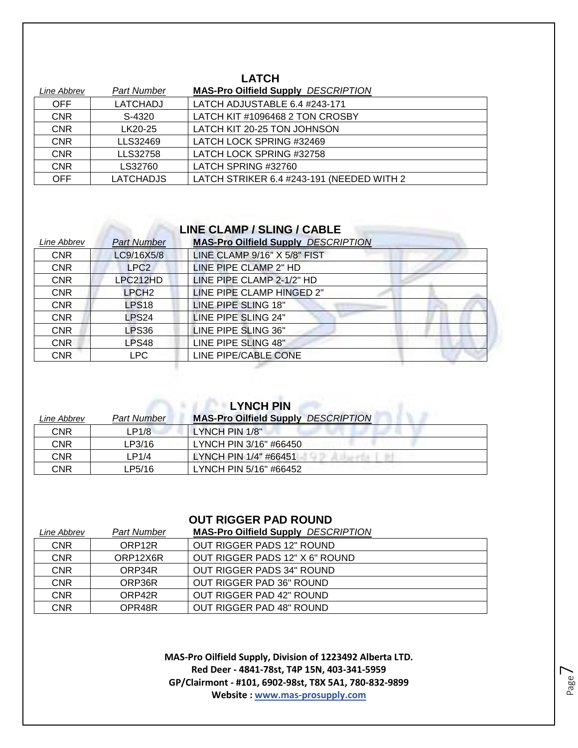## LATCH

| Line Abbrev | Part Number | MAS-Pro Oilfield Supply DESCRIPTION |
|---|---|---|
| OFF | LATCHADJ | LATCH ADJUSTABLE 6.4 #243-171 |
| CNR | S-4320 | LATCH KIT #1096468 2 TON CROSBY |
| CNR | LK20-25 | LATCH KIT 20-25 TON JOHNSON |
| CNR | LLS32469 | LATCH LOCK SPRING #32469 |
| CNR | LLS32758 | LATCH LOCK SPRING #32758 |
| CNR | LS32760 | LATCH SPRING #32760 |
| OFF | LATCHADJS | LATCH STRIKER 6.4 #243-191 (NEEDED WITH 2 |

## LINE CLAMP / SLING / CABLE

| Line Abbrev | Part Number | MAS-Pro Oilfield Supply DESCRIPTION |
|---|---|---|
| CNR | LC9/16X5/8 | LINE CLAMP 9/16" X 5/8" FIST |
| CNR | LPC2 | LINE PIPE CLAMP 2" HD |
| CNR | LPC212HD | LINE PIPE CLAMP 2-1/2" HD |
| CNR | LPCH2 | LINE PIPE CLAMP HINGED 2" |
| CNR | LPS18 | LINE PIPE SLING 18" |
| CNR | LPS24 | LINE PIPE SLING 24" |
| CNR | LPS36 | LINE PIPE SLING 36" |
| CNR | LPS48 | LINE PIPE SLING 48" |
| CNR | LPC | LINE PIPE/CABLE CONE |

## LYNCH PIN

| Line Abbrev | Part Number | MAS-Pro Oilfield Supply DESCRIPTION |
|---|---|---|
| CNR | LP1/8 | LYNCH PIN 1/8" |
| CNR | LP3/16 | LYNCH PIN 3/16" #66450 |
| CNR | LP1/4 | LYNCH PIN 1/4" #66451 |
| CNR | LP5/16 | LYNCH PIN 5/16" #66452 |

## OUT RIGGER PAD ROUND

| Line Abbrev | Part Number | MAS-Pro Oilfield Supply DESCRIPTION |
|---|---|---|
| CNR | ORP12R | OUT RIGGER PADS 12" ROUND |
| CNR | ORP12X6R | OUT RIGGER PADS 12" X 6" ROUND |
| CNR | ORP34R | OUT RIGGER PADS 34" ROUND |
| CNR | ORP36R | OUT RIGGER PAD 36" ROUND |
| CNR | ORP42R | OUT RIGGER PAD 42" ROUND |
| CNR | OPR48R | OUT RIGGER PAD 48" ROUND |

**MAS-Pro Oilfield Supply, Division of 1223492 Alberta LTD.**
**Red Deer - 4841-78st, T4P 15N, 403-341-5959**
**GP/Clairmont - #101, 6902-98st, T8X 5A1, 780-832-9899**
**Website : www.mas-prosupply.com**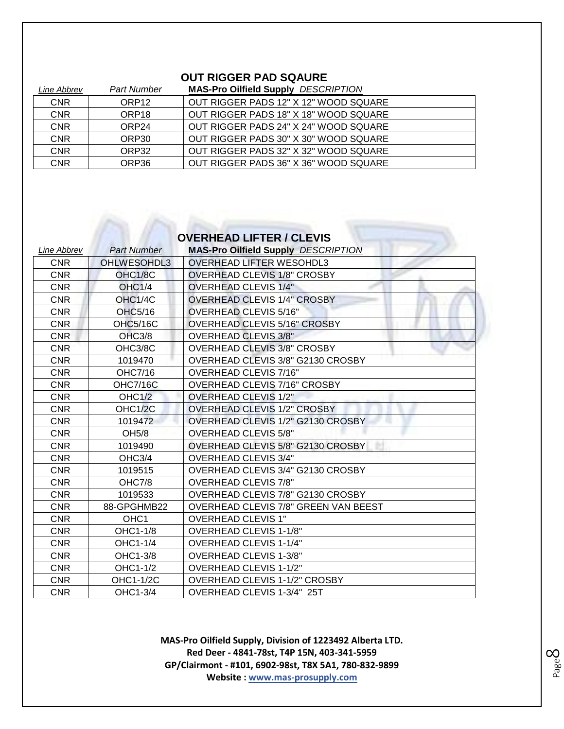## OUT RIGGER PAD SQAURE

| *Line Abbrev* | *Part Number* | **MAS-Pro Oilfield Supply** *DESCRIPTION* |
|---|---|---|
| CNR | ORP12 | OUT RIGGER PADS 12" X 12" WOOD SQUARE |
| CNR | ORP18 | OUT RIGGER PADS 18" X 18" WOOD SQUARE |
| CNR | ORP24 | OUT RIGGER PADS 24" X 24" WOOD SQUARE |
| CNR | ORP30 | OUT RIGGER PADS 30" X 30" WOOD SQUARE |
| CNR | ORP32 | OUT RIGGER PADS 32" X 32" WOOD SQUARE |
| CNR | ORP36 | OUT RIGGER PADS 36" X 36" WOOD SQUARE |

## OVERHEAD LIFTER / CLEVIS

| *Line Abbrev* | *Part Number* | **MAS-Pro Oilfield Supply** *DESCRIPTION* |
|---|---|---|
| CNR | OHLWESOHDL3 | OVERHEAD LIFTER WESOHDL3 |
| CNR | OHC1/8C | OVERHEAD CLEVIS 1/8" CROSBY |
| CNR | OHC1/4 | OVERHEAD CLEVIS 1/4" |
| CNR | OHC1/4C | OVERHEAD CLEVIS 1/4" CROSBY |
| CNR | OHC5/16 | OVERHEAD CLEVIS 5/16" |
| CNR | OHC5/16C | OVERHEAD CLEVIS 5/16" CROSBY |
| CNR | OHC3/8 | OVERHEAD CLEVIS 3/8" |
| CNR | OHC3/8C | OVERHEAD CLEVIS 3/8" CROSBY |
| CNR | 1019470 | OVERHEAD CLEVIS 3/8" G2130 CROSBY |
| CNR | OHC7/16 | OVERHEAD CLEVIS 7/16" |
| CNR | OHC7/16C | OVERHEAD CLEVIS 7/16" CROSBY |
| CNR | OHC1/2 | OVERHEAD CLEVIS 1/2" |
| CNR | OHC1/2C | OVERHEAD CLEVIS 1/2" CROSBY |
| CNR | 1019472 | OVERHEAD CLEVIS 1/2" G2130 CROSBY |
| CNR | OH5/8 | OVERHEAD CLEVIS 5/8" |
| CNR | 1019490 | OVERHEAD CLEVIS 5/8" G2130 CROSBY |
| CNR | OHC3/4 | OVERHEAD CLEVIS 3/4" |
| CNR | 1019515 | OVERHEAD CLEVIS 3/4" G2130 CROSBY |
| CNR | OHC7/8 | OVERHEAD CLEVIS 7/8" |
| CNR | 1019533 | OVERHEAD CLEVIS 7/8" G2130 CROSBY |
| CNR | 88-GPGHMB22 | OVERHEAD CLEVIS 7/8" GREEN VAN BEEST |
| CNR | OHC1 | OVERHEAD CLEVIS 1" |
| CNR | OHC1-1/8 | OVERHEAD CLEVIS 1-1/8" |
| CNR | OHC1-1/4 | OVERHEAD CLEVIS 1-1/4" |
| CNR | OHC1-3/8 | OVERHEAD CLEVIS 1-3/8" |
| CNR | OHC1-1/2 | OVERHEAD CLEVIS 1-1/2" |
| CNR | OHC1-1/2C | OVERHEAD CLEVIS 1-1/2" CROSBY |
| CNR | OHC1-3/4 | OVERHEAD CLEVIS 1-3/4" 25T |

**MAS-Pro Oilfield Supply, Division of 1223492 Alberta LTD.**
**Red Deer - 4841-78st, T4P 15N, 403-341-5959**
**GP/Clairmont - #101, 6902-98st, T8X 5A1, 780-832-9899**
**Website : www.mas-prosupply.com**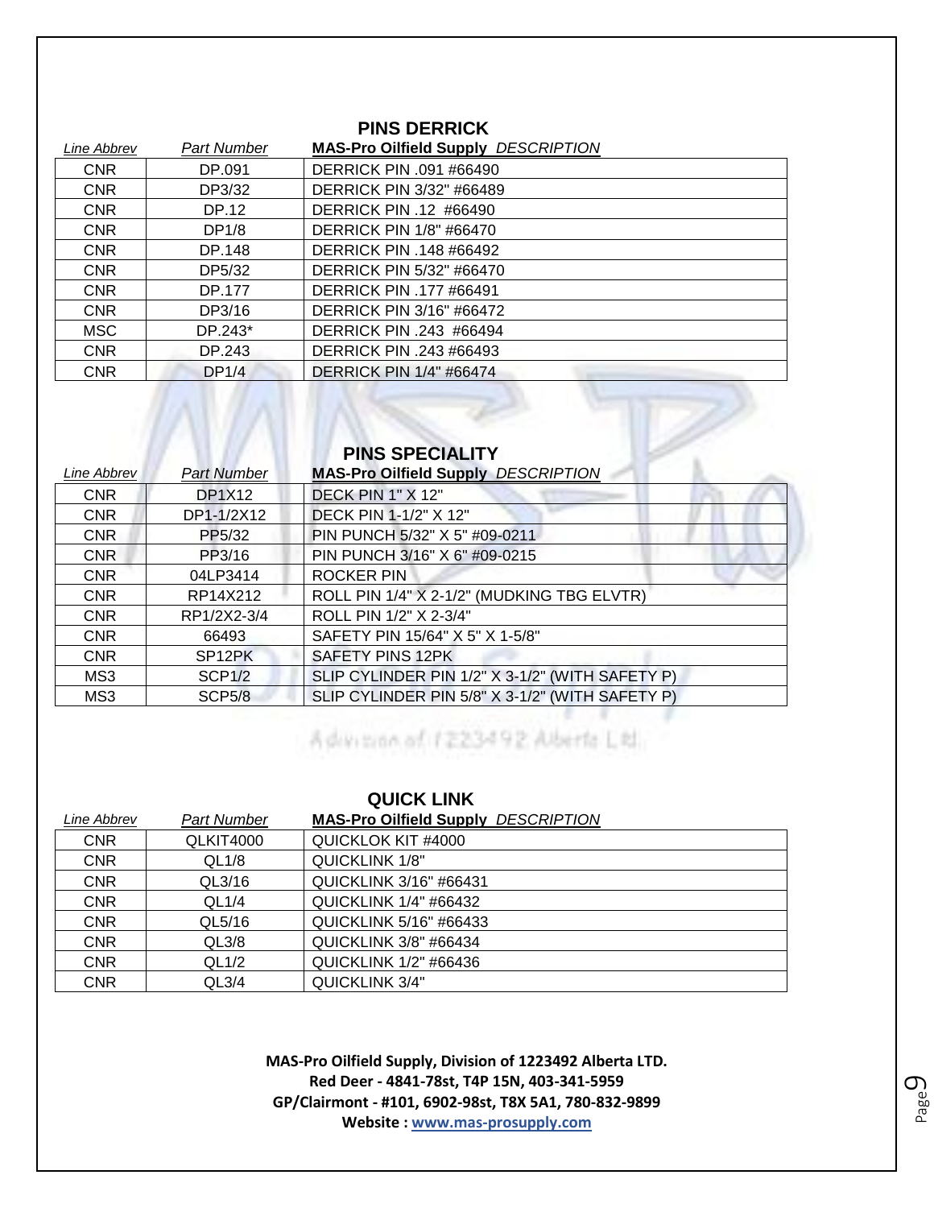## PINS DERRICK

| *Line Abbrev* | *Part Number* | **MAS-Pro Oilfield Supply** *DESCRIPTION* |
|---|---|---|
| CNR | DP.091 | DERRICK PIN .091 #66490 |
| CNR | DP3/32 | DERRICK PIN 3/32" #66489 |
| CNR | DP.12 | DERRICK PIN .12 #66490 |
| CNR | DP1/8 | DERRICK PIN 1/8" #66470 |
| CNR | DP.148 | DERRICK PIN .148 #66492 |
| CNR | DP5/32 | DERRICK PIN 5/32" #66470 |
| CNR | DP.177 | DERRICK PIN .177 #66491 |
| CNR | DP3/16 | DERRICK PIN 3/16" #66472 |
| MSC | DP.243* | DERRICK PIN .243 #66494 |
| CNR | DP.243 | DERRICK PIN .243 #66493 |
| CNR | DP1/4 | DERRICK PIN 1/4" #66474 |

## PINS SPECIALITY

| *Line Abbrev* | *Part Number* | **MAS-Pro Oilfield Supply** *DESCRIPTION* |
|---|---|---|
| CNR | DP1X12 | DECK PIN 1" X 12" |
| CNR | DP1-1/2X12 | DECK PIN 1-1/2" X 12" |
| CNR | PP5/32 | PIN PUNCH 5/32" X 5" #09-0211 |
| CNR | PP3/16 | PIN PUNCH 3/16" X 6" #09-0215 |
| CNR | 04LP3414 | ROCKER PIN |
| CNR | RP14X212 | ROLL PIN 1/4" X 2-1/2" (MUDKING TBG ELVTR) |
| CNR | RP1/2X2-3/4 | ROLL PIN 1/2" X 2-3/4" |
| CNR | 66493 | SAFETY PIN 15/64" X 5" X 1-5/8" |
| CNR | SP12PK | SAFETY PINS 12PK |
| MS3 | SCP1/2 | SLIP CYLINDER PIN 1/2" X 3-1/2" (WITH SAFETY P) |
| MS3 | SCP5/8 | SLIP CYLINDER PIN 5/8" X 3-1/2" (WITH SAFETY P) |

## QUICK LINK

| *Line Abbrev* | *Part Number* | **MAS-Pro Oilfield Supply** *DESCRIPTION* |
|---|---|---|
| CNR | QLKIT4000 | QUICKLOK KIT #4000 |
| CNR | QL1/8 | QUICKLINK 1/8" |
| CNR | QL3/16 | QUICKLINK 3/16" #66431 |
| CNR | QL1/4 | QUICKLINK 1/4" #66432 |
| CNR | QL5/16 | QUICKLINK 5/16" #66433 |
| CNR | QL3/8 | QUICKLINK 3/8" #66434 |
| CNR | QL1/2 | QUICKLINK 1/2" #66436 |
| CNR | QL3/4 | QUICKLINK 3/4" |

**MAS-Pro Oilfield Supply, Division of 1223492 Alberta LTD.**
**Red Deer - 4841-78st, T4P 15N, 403-341-5959**
**GP/Clairmont - #101, 6902-98st, T8X 5A1, 780-832-9899**
**Website : www.mas-prosupply.com**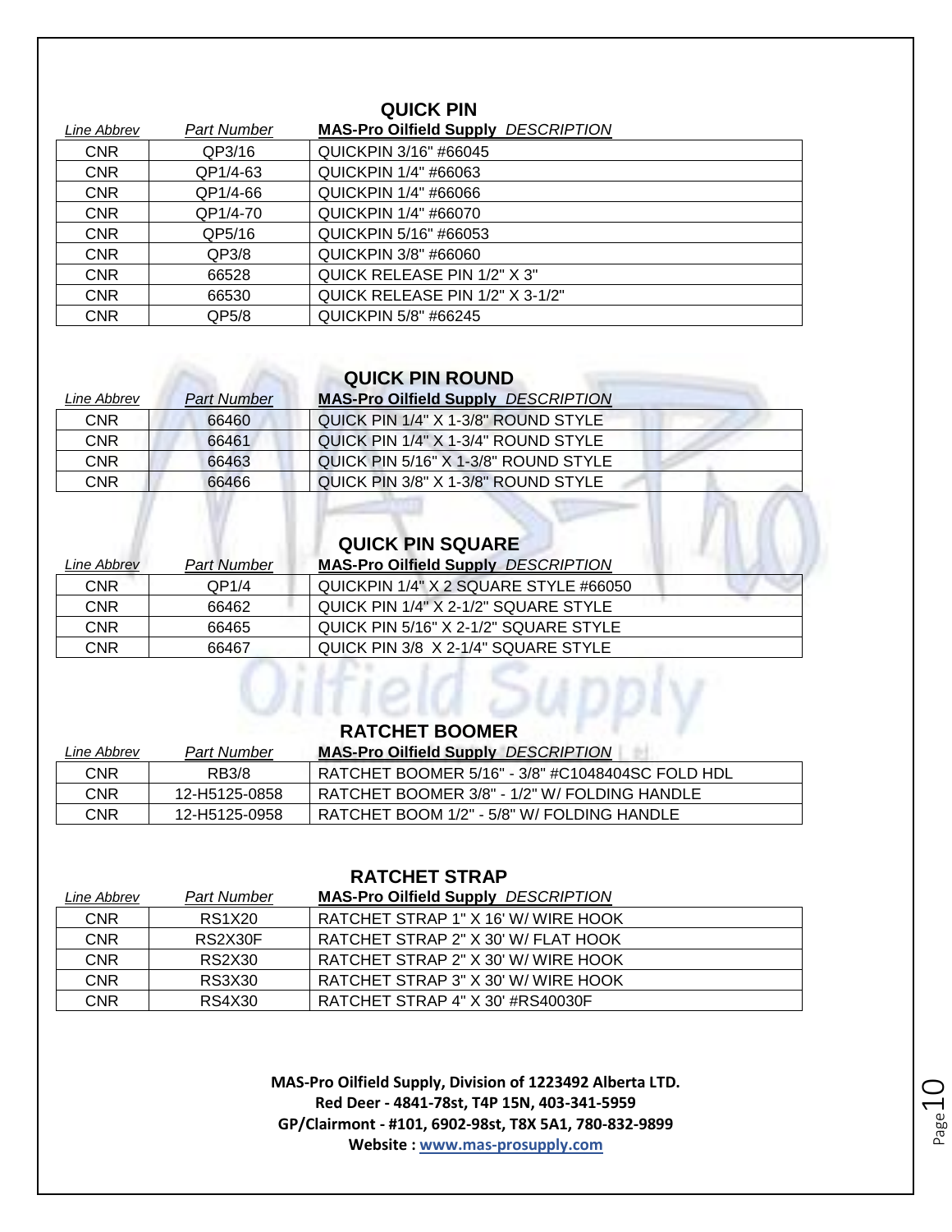## QUICK PIN

| *Line Abbrev* | *Part Number* | **MAS-Pro Oilfield Supply** *DESCRIPTION* |
|---|---|---|
| CNR | QP3/16 | QUICKPIN 3/16" #66045 |
| CNR | QP1/4-63 | QUICKPIN 1/4" #66063 |
| CNR | QP1/4-66 | QUICKPIN 1/4" #66066 |
| CNR | QP1/4-70 | QUICKPIN 1/4" #66070 |
| CNR | QP5/16 | QUICKPIN 5/16" #66053 |
| CNR | QP3/8 | QUICKPIN 3/8" #66060 |
| CNR | 66528 | QUICK RELEASE PIN 1/2" X 3" |
| CNR | 66530 | QUICK RELEASE PIN 1/2" X 3-1/2" |
| CNR | QP5/8 | QUICKPIN 5/8" #66245 |

## QUICK PIN ROUND

| *Line Abbrev* | *Part Number* | **MAS-Pro Oilfield Supply** *DESCRIPTION* |
|---|---|---|
| CNR | 66460 | QUICK PIN 1/4" X 1-3/8" ROUND STYLE |
| CNR | 66461 | QUICK PIN 1/4" X 1-3/4" ROUND STYLE |
| CNR | 66463 | QUICK PIN 5/16" X 1-3/8" ROUND STYLE |
| CNR | 66466 | QUICK PIN 3/8" X 1-3/8" ROUND STYLE |

## QUICK PIN SQUARE

| *Line Abbrev* | *Part Number* | **MAS-Pro Oilfield Supply** *DESCRIPTION* |
|---|---|---|
| CNR | QP1/4 | QUICKPIN 1/4" X 2 SQUARE STYLE #66050 |
| CNR | 66462 | QUICK PIN 1/4" X 2-1/2" SQUARE STYLE |
| CNR | 66465 | QUICK PIN 5/16" X 2-1/2" SQUARE STYLE |
| CNR | 66467 | QUICK PIN 3/8 X 2-1/4" SQUARE STYLE |

## RATCHET BOOMER

| *Line Abbrev* | *Part Number* | **MAS-Pro Oilfield Supply** *DESCRIPTION* |
|---|---|---|
| CNR | RB3/8 | RATCHET BOOMER 5/16" - 3/8" #C1048404SC FOLD HDL |
| CNR | 12-H5125-0858 | RATCHET BOOMER 3/8" - 1/2" W/ FOLDING HANDLE |
| CNR | 12-H5125-0958 | RATCHET BOOM 1/2" - 5/8" W/ FOLDING HANDLE |

## RATCHET STRAP

| *Line Abbrev* | *Part Number* | **MAS-Pro Oilfield Supply** *DESCRIPTION* |
|---|---|---|
| CNR | RS1X20 | RATCHET STRAP 1" X 16' W/ WIRE HOOK |
| CNR | RS2X30F | RATCHET STRAP 2" X 30' W/ FLAT HOOK |
| CNR | RS2X30 | RATCHET STRAP 2" X 30' W/ WIRE HOOK |
| CNR | RS3X30 | RATCHET STRAP 3" X 30' W/ WIRE HOOK |
| CNR | RS4X30 | RATCHET STRAP 4" X 30' #RS40030F |

**MAS-Pro Oilfield Supply, Division of 1223492 Alberta LTD.**
**Red Deer - 4841-78st, T4P 15N, 403-341-5959**
**GP/Clairmont - #101, 6902-98st, T8X 5A1, 780-832-9899**
**Website : www.mas-prosupply.com**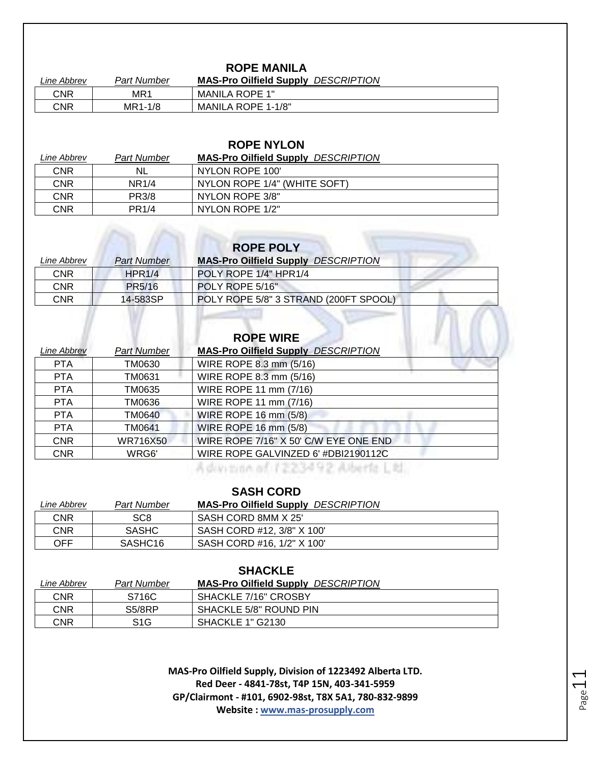## ROPE MANILA

| Line Abbrev | Part Number | MAS-Pro Oilfield Supply DESCRIPTION |
|---|---|---|
| CNR | MR1 | MANILA ROPE 1" |
| CNR | MR1-1/8 | MANILA ROPE 1-1/8" |

## ROPE NYLON

| Line Abbrev | Part Number | MAS-Pro Oilfield Supply DESCRIPTION |
|---|---|---|
| CNR | NL | NYLON ROPE 100' |
| CNR | NR1/4 | NYLON ROPE 1/4" (WHITE SOFT) |
| CNR | PR3/8 | NYLON ROPE 3/8" |
| CNR | PR1/4 | NYLON ROPE 1/2" |

## ROPE POLY

| Line Abbrev | Part Number | MAS-Pro Oilfield Supply DESCRIPTION |
|---|---|---|
| CNR | HPR1/4 | POLY ROPE 1/4" HPR1/4 |
| CNR | PR5/16 | POLY ROPE 5/16" |
| CNR | 14-583SP | POLY ROPE 5/8" 3 STRAND (200FT SPOOL) |

## ROPE WIRE

| Line Abbrev | Part Number | MAS-Pro Oilfield Supply DESCRIPTION |
|---|---|---|
| PTA | TM0630 | WIRE ROPE 8.3 mm (5/16) |
| PTA | TM0631 | WIRE ROPE 8.3 mm (5/16) |
| PTA | TM0635 | WIRE ROPE 11 mm (7/16) |
| PTA | TM0636 | WIRE ROPE 11 mm (7/16) |
| PTA | TM0640 | WIRE ROPE 16 mm (5/8) |
| PTA | TM0641 | WIRE ROPE 16 mm (5/8) |
| CNR | WR716X50 | WIRE ROPE 7/16" X 50' C/W EYE ONE END |
| CNR | WRG6' | WIRE ROPE GALVINZED 6' #DBI2190112C |

## SASH CORD

| Line Abbrev | Part Number | MAS-Pro Oilfield Supply DESCRIPTION |
|---|---|---|
| CNR | SC8 | SASH CORD 8MM X 25' |
| CNR | SASHC | SASH CORD #12, 3/8" X 100' |
| OFF | SASHC16 | SASH CORD #16, 1/2" X 100' |

## SHACKLE

| Line Abbrev | Part Number | MAS-Pro Oilfield Supply DESCRIPTION |
|---|---|---|
| CNR | S716C | SHACKLE 7/16" CROSBY |
| CNR | S5/8RP | SHACKLE 5/8" ROUND PIN |
| CNR | S1G | SHACKLE 1" G2130 |

**MAS-Pro Oilfield Supply, Division of 1223492 Alberta LTD.**
**Red Deer - 4841-78st, T4P 15N, 403-341-5959**
**GP/Clairmont - #101, 6902-98st, T8X 5A1, 780-832-9899**
**Website : www.mas-prosupply.com**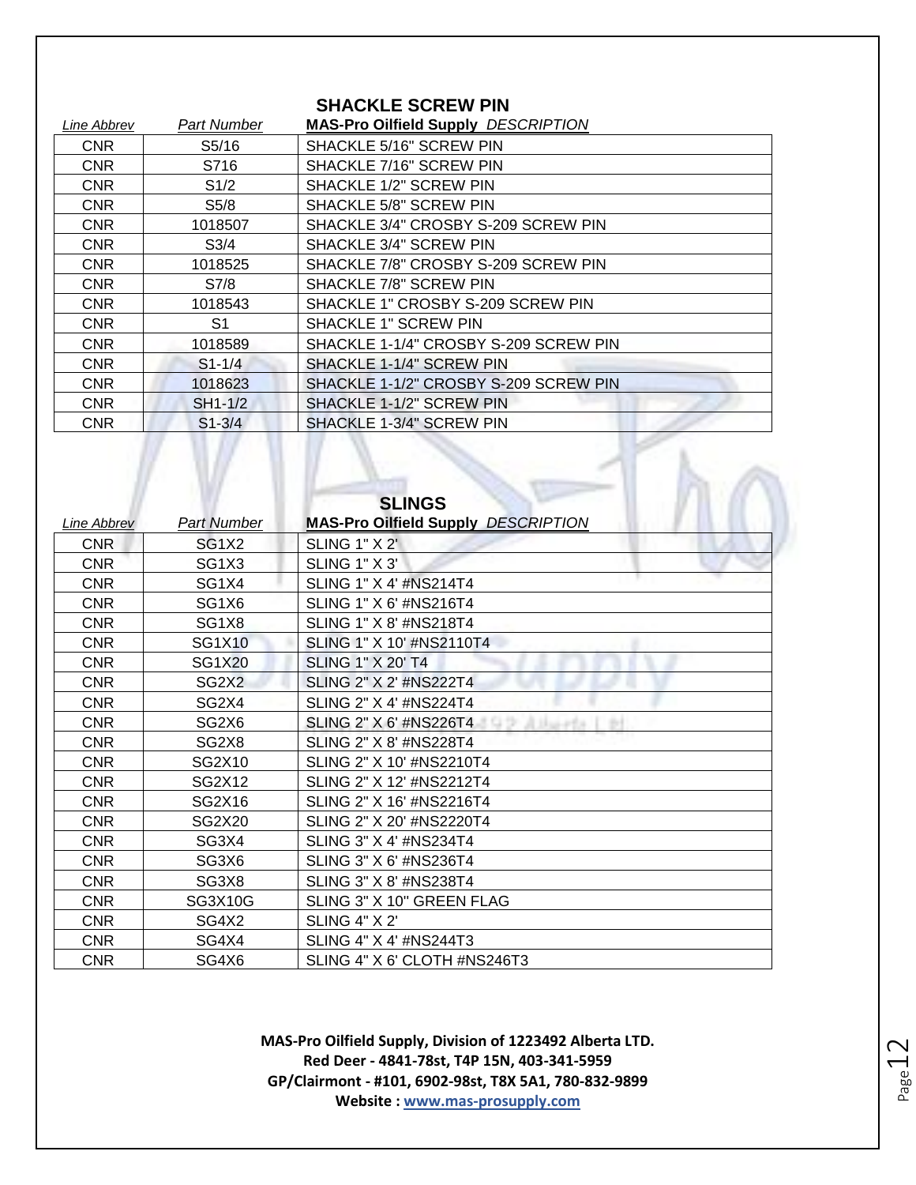## SHACKLE SCREW PIN

| *Line Abbrev* | *Part Number* | **MAS-Pro Oilfield Supply** *DESCRIPTION* |
|---|---|---|
| CNR | S5/16 | SHACKLE 5/16" SCREW PIN |
| CNR | S716 | SHACKLE 7/16" SCREW PIN |
| CNR | S1/2 | SHACKLE 1/2" SCREW PIN |
| CNR | S5/8 | SHACKLE 5/8" SCREW PIN |
| CNR | 1018507 | SHACKLE 3/4" CROSBY S-209 SCREW PIN |
| CNR | S3/4 | SHACKLE 3/4" SCREW PIN |
| CNR | 1018525 | SHACKLE 7/8" CROSBY S-209 SCREW PIN |
| CNR | S7/8 | SHACKLE 7/8" SCREW PIN |
| CNR | 1018543 | SHACKLE 1" CROSBY S-209 SCREW PIN |
| CNR | S1 | SHACKLE 1" SCREW PIN |
| CNR | 1018589 | SHACKLE 1-1/4" CROSBY S-209 SCREW PIN |
| CNR | S1-1/4 | SHACKLE 1-1/4" SCREW PIN |
| CNR | 1018623 | SHACKLE 1-1/2" CROSBY S-209 SCREW PIN |
| CNR | SH1-1/2 | SHACKLE 1-1/2" SCREW PIN |
| CNR | S1-3/4 | SHACKLE 1-3/4" SCREW PIN |

## SLINGS

| *Line Abbrev* | *Part Number* | **MAS-Pro Oilfield Supply** *DESCRIPTION* |
|---|---|---|
| CNR | SG1X2 | SLING 1" X 2' |
| CNR | SG1X3 | SLING 1" X 3' |
| CNR | SG1X4 | SLING 1" X 4' #NS214T4 |
| CNR | SG1X6 | SLING 1" X 6' #NS216T4 |
| CNR | SG1X8 | SLING 1" X 8' #NS218T4 |
| CNR | SG1X10 | SLING 1" X 10' #NS2110T4 |
| CNR | SG1X20 | SLING 1" X 20' T4 |
| CNR | SG2X2 | SLING 2" X 2' #NS222T4 |
| CNR | SG2X4 | SLING 2" X 4' #NS224T4 |
| CNR | SG2X6 | SLING 2" X 6' #NS226T4 |
| CNR | SG2X8 | SLING 2" X 8' #NS228T4 |
| CNR | SG2X10 | SLING 2" X 10' #NS2210T4 |
| CNR | SG2X12 | SLING 2" X 12' #NS2212T4 |
| CNR | SG2X16 | SLING 2" X 16' #NS2216T4 |
| CNR | SG2X20 | SLING 2" X 20' #NS2220T4 |
| CNR | SG3X4 | SLING 3" X 4' #NS234T4 |
| CNR | SG3X6 | SLING 3" X 6' #NS236T4 |
| CNR | SG3X8 | SLING 3" X 8' #NS238T4 |
| CNR | SG3X10G | SLING 3" X 10" GREEN FLAG |
| CNR | SG4X2 | SLING 4" X 2' |
| CNR | SG4X4 | SLING 4" X 4' #NS244T3 |
| CNR | SG4X6 | SLING 4" X 6' CLOTH #NS246T3 |

**MAS-Pro Oilfield Supply, Division of 1223492 Alberta LTD.**
**Red Deer - 4841-78st, T4P 15N, 403-341-5959**
**GP/Clairmont - #101, 6902-98st, T8X 5A1, 780-832-9899**
**Website : www.mas-prosupply.com**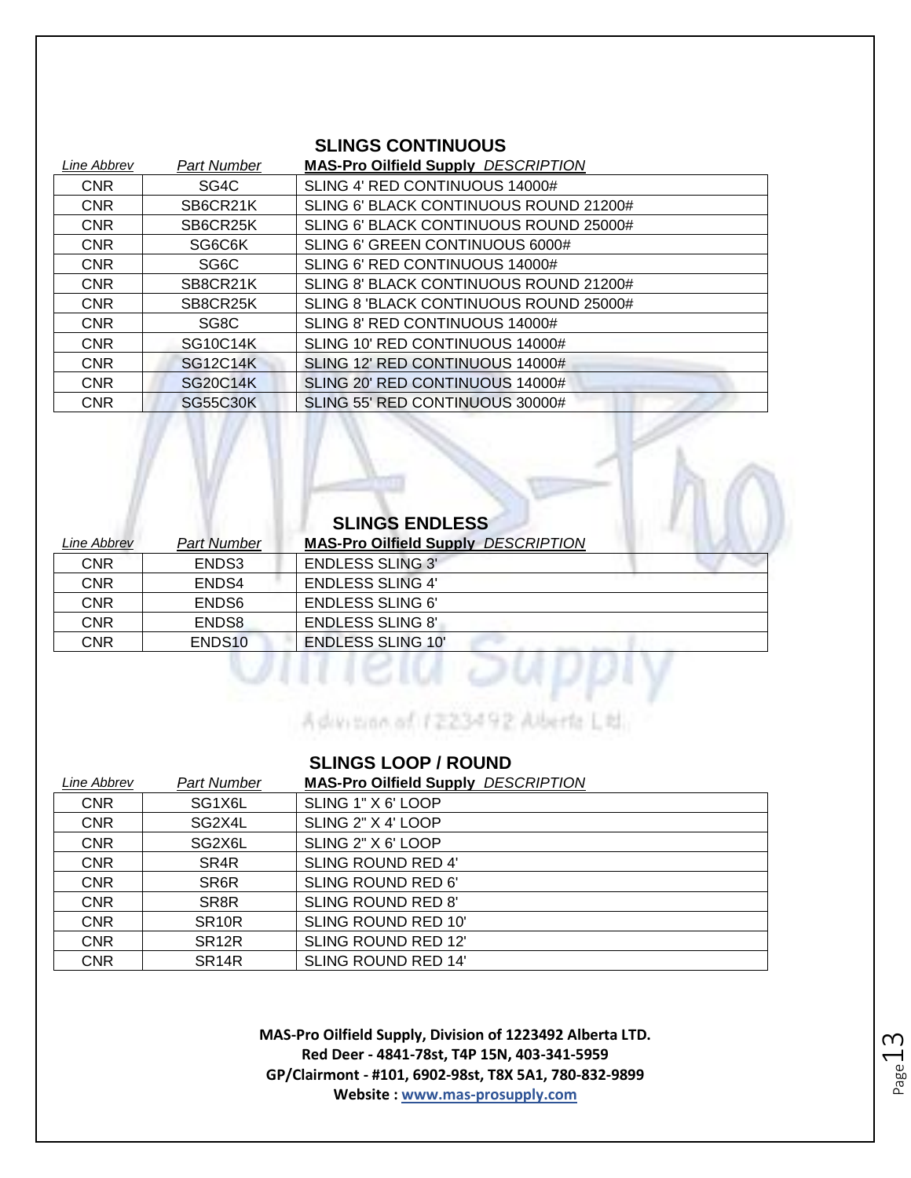## SLINGS CONTINUOUS

| *Line Abbrev* | *Part Number* | **MAS-Pro Oilfield Supply** *DESCRIPTION* |
|---|---|---|
| CNR | SG4C | SLING 4' RED CONTINUOUS 14000# |
| CNR | SB6CR21K | SLING 6' BLACK CONTINUOUS ROUND 21200# |
| CNR | SB6CR25K | SLING 6' BLACK CONTINUOUS ROUND 25000# |
| CNR | SG6C6K | SLING 6' GREEN CONTINUOUS 6000# |
| CNR | SG6C | SLING 6' RED CONTINUOUS 14000# |
| CNR | SB8CR21K | SLING 8' BLACK CONTINUOUS ROUND 21200# |
| CNR | SB8CR25K | SLING 8 'BLACK CONTINUOUS ROUND 25000# |
| CNR | SG8C | SLING 8' RED CONTINUOUS 14000# |
| CNR | SG10C14K | SLING 10' RED CONTINUOUS 14000# |
| CNR | SG12C14K | SLING 12' RED CONTINUOUS 14000# |
| CNR | SG20C14K | SLING 20' RED CONTINUOUS 14000# |
| CNR | SG55C30K | SLING 55' RED CONTINUOUS 30000# |

## SLINGS ENDLESS

| *Line Abbrev* | *Part Number* | **MAS-Pro Oilfield Supply** *DESCRIPTION* |
|---|---|---|
| CNR | ENDS3 | ENDLESS SLING 3' |
| CNR | ENDS4 | ENDLESS SLING 4' |
| CNR | ENDS6 | ENDLESS SLING 6' |
| CNR | ENDS8 | ENDLESS SLING 8' |
| CNR | ENDS10 | ENDLESS SLING 10' |

## SLINGS LOOP / ROUND

| *Line Abbrev* | *Part Number* | **MAS-Pro Oilfield Supply** *DESCRIPTION* |
|---|---|---|
| CNR | SG1X6L | SLING 1" X 6' LOOP |
| CNR | SG2X4L | SLING 2" X 4' LOOP |
| CNR | SG2X6L | SLING 2" X 6' LOOP |
| CNR | SR4R | SLING ROUND RED 4' |
| CNR | SR6R | SLING ROUND RED 6' |
| CNR | SR8R | SLING ROUND RED 8' |
| CNR | SR10R | SLING ROUND RED 10' |
| CNR | SR12R | SLING ROUND RED 12' |
| CNR | SR14R | SLING ROUND RED 14' |

**MAS-Pro Oilfield Supply, Division of 1223492 Alberta LTD.**
**Red Deer - 4841-78st, T4P 15N, 403-341-5959**
**GP/Clairmont - #101, 6902-98st, T8X 5A1, 780-832-9899**
**Website : www.mas-prosupply.com**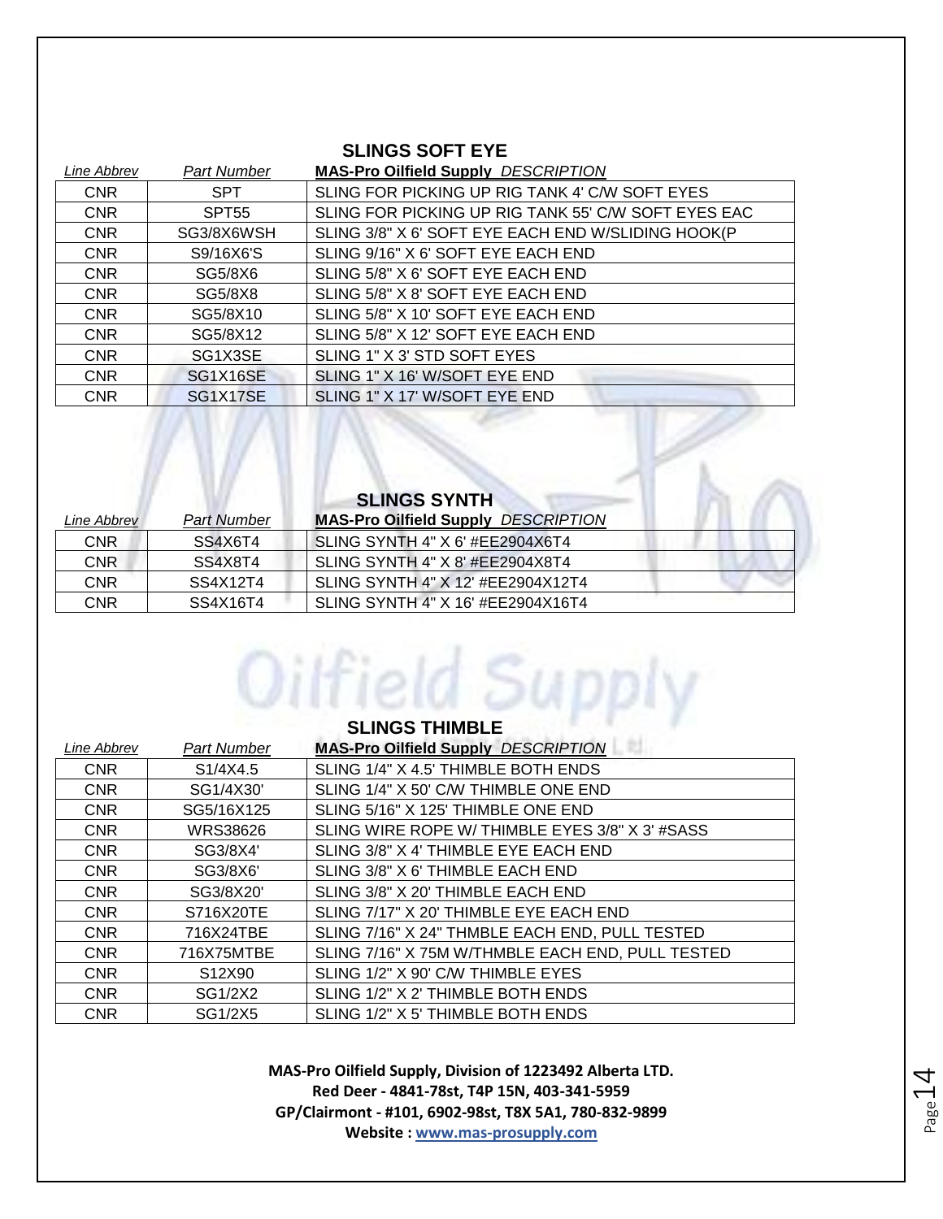## SLINGS SOFT EYE

| *Line Abbrev* | *Part Number* | **MAS-Pro Oilfield Supply** *DESCRIPTION* |
|---|---|---|
| CNR | SPT | SLING FOR PICKING UP RIG TANK 4' C/W SOFT EYES |
| CNR | SPT55 | SLING FOR PICKING UP RIG TANK 55' C/W SOFT EYES EAC |
| CNR | SG3/8X6WSH | SLING 3/8" X 6' SOFT EYE EACH END W/SLIDING HOOK(P |
| CNR | S9/16X6'S | SLING 9/16" X 6' SOFT EYE EACH END |
| CNR | SG5/8X6 | SLING 5/8" X 6' SOFT EYE EACH END |
| CNR | SG5/8X8 | SLING 5/8" X 8' SOFT EYE EACH END |
| CNR | SG5/8X10 | SLING 5/8" X 10' SOFT EYE EACH END |
| CNR | SG5/8X12 | SLING 5/8" X 12' SOFT EYE EACH END |
| CNR | SG1X3SE | SLING 1" X 3' STD SOFT EYES |
| CNR | SG1X16SE | SLING 1" X 16' W/SOFT EYE END |
| CNR | SG1X17SE | SLING 1" X 17' W/SOFT EYE END |

## SLINGS SYNTH

| *Line Abbrev* | *Part Number* | **MAS-Pro Oilfield Supply** *DESCRIPTION* |
|---|---|---|
| CNR | SS4X6T4 | SLING SYNTH 4" X 6' #EE2904X6T4 |
| CNR | SS4X8T4 | SLING SYNTH 4" X 8' #EE2904X8T4 |
| CNR | SS4X12T4 | SLING SYNTH 4" X 12' #EE2904X12T4 |
| CNR | SS4X16T4 | SLING SYNTH 4" X 16' #EE2904X16T4 |

## SLINGS THIMBLE

| *Line Abbrev* | *Part Number* | **MAS-Pro Oilfield Supply** *DESCRIPTION* |
|---|---|---|
| CNR | S1/4X4.5 | SLING 1/4" X 4.5' THIMBLE BOTH ENDS |
| CNR | SG1/4X30' | SLING 1/4" X 50' C/W THIMBLE ONE END |
| CNR | SG5/16X125 | SLING 5/16" X 125' THIMBLE ONE END |
| CNR | WRS38626 | SLING WIRE ROPE W/ THIMBLE EYES 3/8" X 3' #SASS |
| CNR | SG3/8X4' | SLING 3/8" X 4' THIMBLE EYE EACH END |
| CNR | SG3/8X6' | SLING 3/8" X 6' THIMBLE EACH END |
| CNR | SG3/8X20' | SLING 3/8" X 20' THIMBLE EACH END |
| CNR | S716X20TE | SLING 7/17" X 20' THIMBLE EYE EACH END |
| CNR | 716X24TBE | SLING 7/16" X 24" THMBLE EACH END, PULL TESTED |
| CNR | 716X75MTBE | SLING 7/16" X 75M W/THMBLE EACH END, PULL TESTED |
| CNR | S12X90 | SLING 1/2" X 90' C/W THIMBLE EYES |
| CNR | SG1/2X2 | SLING 1/2" X 2' THIMBLE BOTH ENDS |
| CNR | SG1/2X5 | SLING 1/2" X 5' THIMBLE BOTH ENDS |

**MAS-Pro Oilfield Supply, Division of 1223492 Alberta LTD.**
**Red Deer - 4841-78st, T4P 15N, 403-341-5959**
**GP/Clairmont - #101, 6902-98st, T8X 5A1, 780-832-9899**
**Website : www.mas-prosupply.com**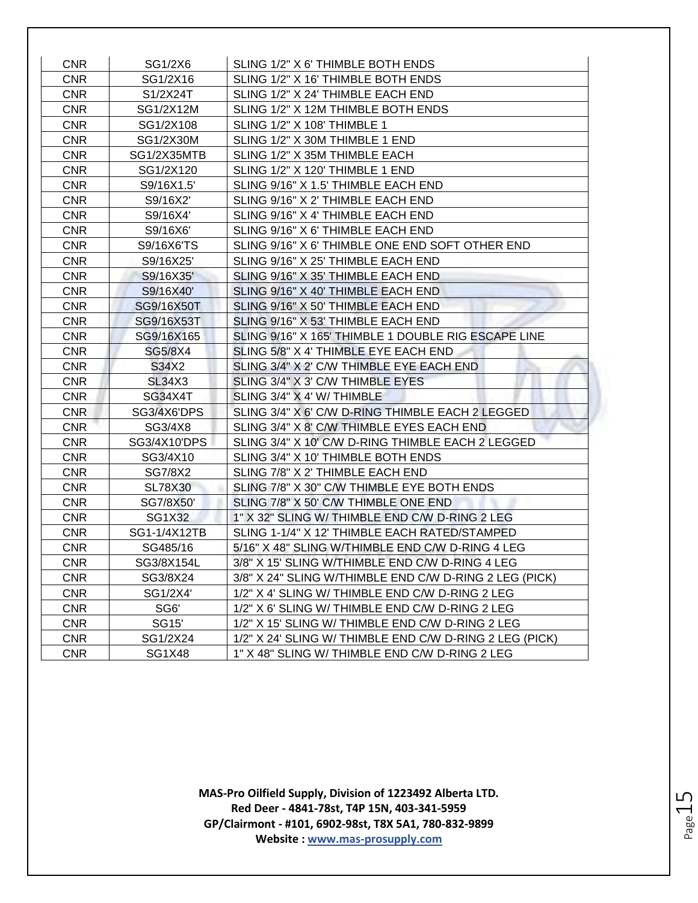| CNR | SG1/2X6 | SLING 1/2" X 6' THIMBLE BOTH ENDS |
|---|---|---|
| CNR | SG1/2X16 | SLING 1/2" X 16' THIMBLE BOTH ENDS |
| CNR | S1/2X24T | SLING 1/2" X 24' THIMBLE EACH END |
| CNR | SG1/2X12M | SLING 1/2" X 12M THIMBLE BOTH ENDS |
| CNR | SG1/2X108 | SLING 1/2" X 108' THIMBLE 1 |
| CNR | SG1/2X30M | SLING 1/2" X 30M THIMBLE 1 END |
| CNR | SG1/2X35MTB | SLING 1/2" X 35M THIMBLE EACH |
| CNR | SG1/2X120 | SLING 1/2" X 120' THIMBLE 1 END |
| CNR | S9/16X1.5' | SLING 9/16" X 1.5' THIMBLE EACH END |
| CNR | S9/16X2' | SLING 9/16" X 2' THIMBLE EACH END |
| CNR | S9/16X4' | SLING 9/16" X 4' THIMBLE EACH END |
| CNR | S9/16X6' | SLING 9/16" X 6' THIMBLE EACH END |
| CNR | S9/16X6'TS | SLING 9/16" X 6' THIMBLE ONE END SOFT OTHER END |
| CNR | S9/16X25' | SLING 9/16" X 25' THIMBLE EACH END |
| CNR | S9/16X35' | SLING 9/16" X 35' THIMBLE EACH END |
| CNR | S9/16X40' | SLING 9/16" X 40' THIMBLE EACH END |
| CNR | SG9/16X50T | SLING 9/16" X 50' THIMBLE EACH END |
| CNR | SG9/16X53T | SLING 9/16" X 53' THIMBLE EACH END |
| CNR | SG9/16X165 | SLING 9/16" X 165' THIMBLE 1 DOUBLE RIG ESCAPE LINE |
| CNR | SG5/8X4 | SLING 5/8" X 4' THIMBLE EYE EACH END |
| CNR | S34X2 | SLING 3/4" X 2' C/W THIMBLE EYE EACH END |
| CNR | SL34X3 | SLING 3/4" X 3' C/W THIMBLE EYES |
| CNR | SG34X4T | SLING 3/4" X 4' W/ THIMBLE |
| CNR | SG3/4X6'DPS | SLING 3/4" X 6' C/W D-RING THIMBLE EACH 2 LEGGED |
| CNR | SG3/4X8 | SLING 3/4" X 8' C/W THIMBLE EYES EACH END |
| CNR | SG3/4X10'DPS | SLING 3/4" X 10' C/W D-RING THIMBLE EACH 2 LEGGED |
| CNR | SG3/4X10 | SLING 3/4" X 10' THIMBLE BOTH ENDS |
| CNR | SG7/8X2 | SLING 7/8" X 2' THIMBLE EACH END |
| CNR | SL78X30 | SLING 7/8" X 30" C/W THIMBLE EYE BOTH ENDS |
| CNR | SG7/8X50' | SLING 7/8" X 50' C/W THIMBLE ONE END |
| CNR | SG1X32 | 1" X 32" SLING W/ THIMBLE END C/W D-RING 2 LEG |
| CNR | SG1-1/4X12TB | SLING 1-1/4" X 12' THIMBLE EACH RATED/STAMPED |
| CNR | SG485/16 | 5/16" X 48" SLING W/THIMBLE END C/W D-RING 4 LEG |
| CNR | SG3/8X154L | 3/8" X 15' SLING W/THIMBLE END C/W D-RING 4 LEG |
| CNR | SG3/8X24 | 3/8" X 24" SLING W/THIMBLE END C/W D-RING 2 LEG (PICK) |
| CNR | SG1/2X4' | 1/2" X 4' SLING W/ THIMBLE END C/W D-RING 2 LEG |
| CNR | SG6' | 1/2" X 6' SLING W/ THIMBLE END C/W D-RING 2 LEG |
| CNR | SG15' | 1/2" X 15' SLING W/ THIMBLE END C/W D-RING 2 LEG |
| CNR | SG1/2X24 | 1/2" X 24' SLING W/ THIMBLE END C/W D-RING 2 LEG (PICK) |
| CNR | SG1X48 | 1" X 48" SLING W/ THIMBLE END C/W D-RING 2 LEG |

**MAS-Pro Oilfield Supply, Division of 1223492 Alberta LTD.**
**Red Deer - 4841-78st, T4P 15N, 403-341-5959**
**GP/Clairmont - #101, 6902-98st, T8X 5A1, 780-832-9899**
**Website : www.mas-prosupply.com**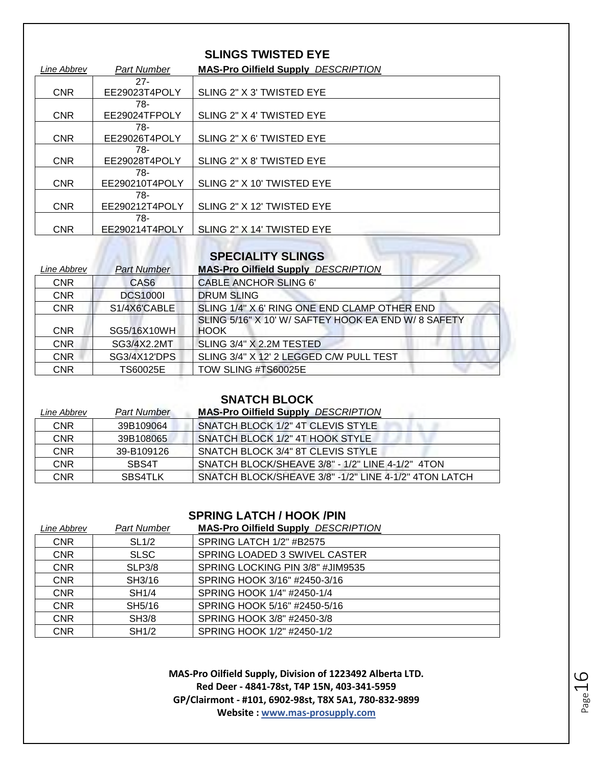## SLINGS TWISTED EYE

| Line Abbrev | Part Number | MAS-Pro Oilfield Supply DESCRIPTION |
|---|---|---|
| CNR | 27-EE29023T4POLY | SLING 2" X 3' TWISTED EYE |
| CNR | 78-EE29024TFPOLY | SLING 2" X 4' TWISTED EYE |
| CNR | 78-EE29026T4POLY | SLING 2" X 6' TWISTED EYE |
| CNR | 78-EE29028T4POLY | SLING 2" X 8' TWISTED EYE |
| CNR | 78-EE290210T4POLY | SLING 2" X 10' TWISTED EYE |
| CNR | 78-EE290212T4POLY | SLING 2" X 12' TWISTED EYE |
| CNR | 78-EE290214T4POLY | SLING 2" X 14' TWISTED EYE |

## SPECIALITY SLINGS

| Line Abbrev | Part Number | MAS-Pro Oilfield Supply DESCRIPTION |
|---|---|---|
| CNR | CAS6 | CABLE ANCHOR SLING 6' |
| CNR | DCS1000I | DRUM SLING |
| CNR | S1/4X6'CABLE | SLING 1/4" X 6' RING ONE END CLAMP OTHER END |
| CNR | SG5/16X10WH | SLING 5/16" X 10' W/ SAFTEY HOOK EA END W/ 8 SAFETY HOOK |
| CNR | SG3/4X2.2MT | SLING 3/4" X 2.2M TESTED |
| CNR | SG3/4X12'DPS | SLING 3/4" X 12' 2 LEGGED C/W PULL TEST |
| CNR | TS60025E | TOW SLING #TS60025E |

## SNATCH BLOCK

| Line Abbrev | Part Number | MAS-Pro Oilfield Supply DESCRIPTION |
|---|---|---|
| CNR | 39B109064 | SNATCH BLOCK 1/2" 4T CLEVIS STYLE |
| CNR | 39B108065 | SNATCH BLOCK 1/2" 4T HOOK STYLE |
| CNR | 39-B109126 | SNATCH BLOCK 3/4" 8T CLEVIS STYLE |
| CNR | SBS4T | SNATCH BLOCK/SHEAVE 3/8" - 1/2" LINE 4-1/2" 4TON |
| CNR | SBS4TLK | SNATCH BLOCK/SHEAVE 3/8" -1/2" LINE 4-1/2" 4TON LATCH |

## SPRING LATCH / HOOK /PIN

| Line Abbrev | Part Number | MAS-Pro Oilfield Supply DESCRIPTION |
|---|---|---|
| CNR | SL1/2 | SPRING LATCH 1/2" #B2575 |
| CNR | SLSC | SPRING LOADED 3 SWIVEL CASTER |
| CNR | SLP3/8 | SPRING LOCKING PIN 3/8" #JIM9535 |
| CNR | SH3/16 | SPRING HOOK 3/16" #2450-3/16 |
| CNR | SH1/4 | SPRING HOOK 1/4" #2450-1/4 |
| CNR | SH5/16 | SPRING HOOK 5/16" #2450-5/16 |
| CNR | SH3/8 | SPRING HOOK 3/8" #2450-3/8 |
| CNR | SH1/2 | SPRING HOOK 1/2" #2450-1/2 |

**MAS-Pro Oilfield Supply, Division of 1223492 Alberta LTD.**
**Red Deer - 4841-78st, T4P 15N, 403-341-5959**
**GP/Clairmont - #101, 6902-98st, T8X 5A1, 780-832-9899**
**Website : www.mas-prosupply.com**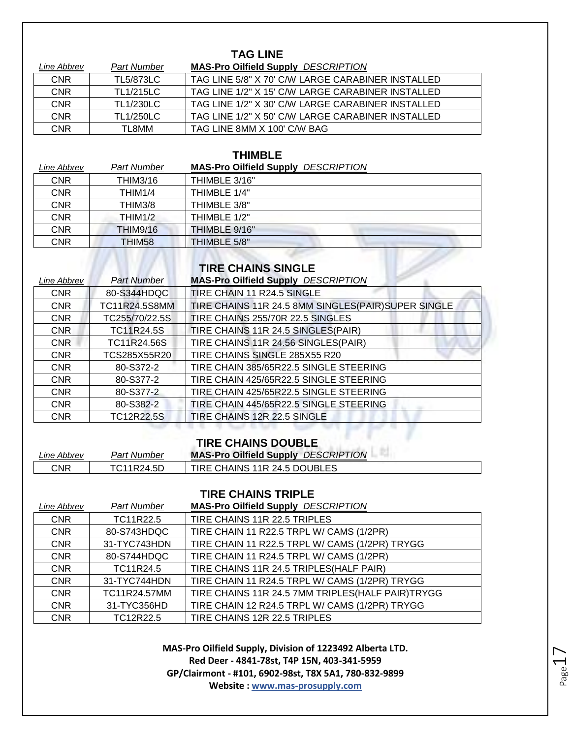## TAG LINE

| *Line Abbrev* | *Part Number* | **MAS-Pro Oilfield Supply** *DESCRIPTION* |
|---|---|---|
| CNR | TL5/873LC | TAG LINE 5/8" X 70' C/W LARGE CARABINER INSTALLED |
| CNR | TL1/215LC | TAG LINE 1/2" X 15' C/W LARGE CARABINER INSTALLED |
| CNR | TL1/230LC | TAG LINE 1/2" X 30' C/W LARGE CARABINER INSTALLED |
| CNR | TL1/250LC | TAG LINE 1/2" X 50' C/W LARGE CARABINER INSTALLED |
| CNR | TL8MM | TAG LINE 8MM X 100' C/W BAG |

## THIMBLE

| *Line Abbrev* | *Part Number* | **MAS-Pro Oilfield Supply** *DESCRIPTION* |
|---|---|---|
| CNR | THIM3/16 | THIMBLE 3/16" |
| CNR | THIM1/4 | THIMBLE 1/4" |
| CNR | THIM3/8 | THIMBLE 3/8" |
| CNR | THIM1/2 | THIMBLE 1/2" |
| CNR | THIM9/16 | THIMBLE 9/16" |
| CNR | THIM58 | THIMBLE 5/8" |

## TIRE CHAINS SINGLE

| *Line Abbrev* | *Part Number* | **MAS-Pro Oilfield Supply** *DESCRIPTION* |
|---|---|---|
| CNR | 80-S344HDQC | TIRE CHAIN 11 R24.5 SINGLE |
| CNR | TC11R24.5S8MM | TIRE CHAINS 11R 24.5 8MM SINGLES(PAIR)SUPER SINGLE |
| CNR | TC255/70/22.5S | TIRE CHAINS 255/70R 22.5 SINGLES |
| CNR | TC11R24.5S | TIRE CHAINS 11R 24.5 SINGLES(PAIR) |
| CNR | TC11R24.56S | TIRE CHAINS 11R 24.56 SINGLES(PAIR) |
| CNR | TCS285X55R20 | TIRE CHAINS SINGLE 285X55 R20 |
| CNR | 80-S372-2 | TIRE CHAIN 385/65R22.5 SINGLE STEERING |
| CNR | 80-S377-2 | TIRE CHAIN 425/65R22.5 SINGLE STEERING |
| CNR | 80-S377-2 | TIRE CHAIN 425/65R22.5 SINGLE STEERING |
| CNR | 80-S382-2 | TIRE CHAIN 445/65R22.5 SINGLE STEERING |
| CNR | TC12R22.5S | TIRE CHAINS 12R 22.5 SINGLE |

## TIRE CHAINS DOUBLE

| *Line Abbrev* | *Part Number* | **MAS-Pro Oilfield Supply** *DESCRIPTION* |
|---|---|---|
| CNR | TC11R24.5D | TIRE CHAINS 11R 24.5 DOUBLES |

## TIRE CHAINS TRIPLE

| *Line Abbrev* | *Part Number* | **MAS-Pro Oilfield Supply** *DESCRIPTION* |
|---|---|---|
| CNR | TC11R22.5 | TIRE CHAINS 11R 22.5 TRIPLES |
| CNR | 80-S743HDQC | TIRE CHAIN 11 R22.5 TRPL W/ CAMS (1/2PR) |
| CNR | 31-TYC743HDN | TIRE CHAIN 11 R22.5 TRPL W/ CAMS (1/2PR) TRYGG |
| CNR | 80-S744HDQC | TIRE CHAIN 11 R24.5 TRPL W/ CAMS (1/2PR) |
| CNR | TC11R24.5 | TIRE CHAINS 11R 24.5 TRIPLES(HALF PAIR) |
| CNR | 31-TYC744HDN | TIRE CHAIN 11 R24.5 TRPL W/ CAMS (1/2PR) TRYGG |
| CNR | TC11R24.57MM | TIRE CHAINS 11R 24.5 7MM TRIPLES(HALF PAIR)TRYGG |
| CNR | 31-TYC356HD | TIRE CHAIN 12 R24.5 TRPL W/ CAMS (1/2PR) TRYGG |
| CNR | TC12R22.5 | TIRE CHAINS 12R 22.5 TRIPLES |

**MAS-Pro Oilfield Supply, Division of 1223492 Alberta LTD.**
**Red Deer - 4841-78st, T4P 15N, 403-341-5959**
**GP/Clairmont - #101, 6902-98st, T8X 5A1, 780-832-9899**
**Website : www.mas-prosupply.com**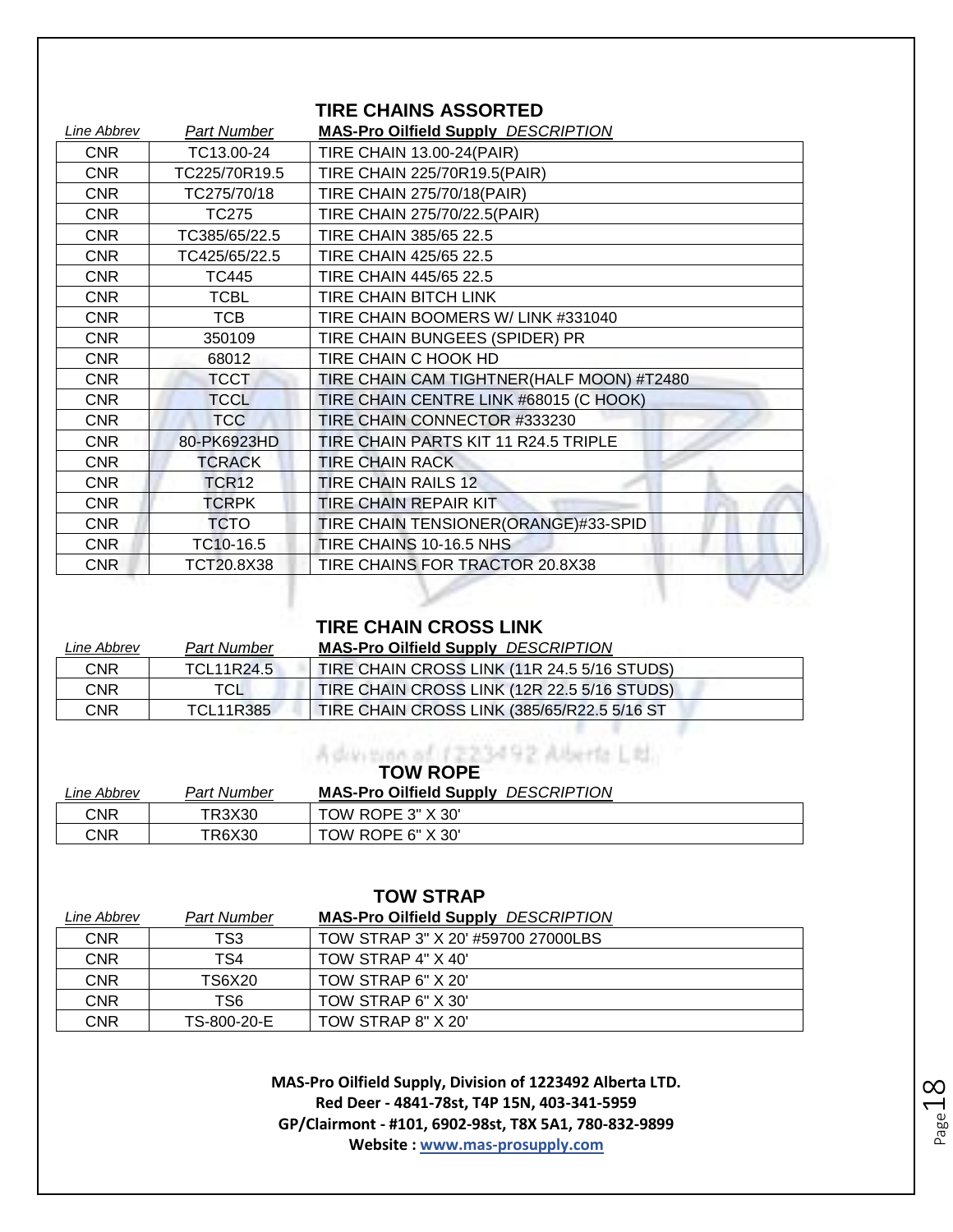## TIRE CHAINS ASSORTED

| *Line Abbrev* | *Part Number* | **MAS-Pro Oilfield Supply** *DESCRIPTION* |
|---|---|---|
| CNR | TC13.00-24 | TIRE CHAIN 13.00-24(PAIR) |
| CNR | TC225/70R19.5 | TIRE CHAIN 225/70R19.5(PAIR) |
| CNR | TC275/70/18 | TIRE CHAIN 275/70/18(PAIR) |
| CNR | TC275 | TIRE CHAIN 275/70/22.5(PAIR) |
| CNR | TC385/65/22.5 | TIRE CHAIN 385/65 22.5 |
| CNR | TC425/65/22.5 | TIRE CHAIN 425/65 22.5 |
| CNR | TC445 | TIRE CHAIN 445/65 22.5 |
| CNR | TCBL | TIRE CHAIN BITCH LINK |
| CNR | TCB | TIRE CHAIN BOOMERS W/ LINK #331040 |
| CNR | 350109 | TIRE CHAIN BUNGEES (SPIDER) PR |
| CNR | 68012 | TIRE CHAIN C HOOK HD |
| CNR | TCCT | TIRE CHAIN CAM TIGHTNER(HALF MOON) #T2480 |
| CNR | TCCL | TIRE CHAIN CENTRE LINK #68015 (C HOOK) |
| CNR | TCC | TIRE CHAIN CONNECTOR #333230 |
| CNR | 80-PK6923HD | TIRE CHAIN PARTS KIT 11 R24.5 TRIPLE |
| CNR | TCRACK | TIRE CHAIN RACK |
| CNR | TCR12 | TIRE CHAIN RAILS 12 |
| CNR | TCRPK | TIRE CHAIN REPAIR KIT |
| CNR | TCTO | TIRE CHAIN TENSIONER(ORANGE)#33-SPID |
| CNR | TC10-16.5 | TIRE CHAINS 10-16.5 NHS |
| CNR | TCT20.8X38 | TIRE CHAINS FOR TRACTOR 20.8X38 |

## TIRE CHAIN CROSS LINK

| *Line Abbrev* | *Part Number* | **MAS-Pro Oilfield Supply** *DESCRIPTION* |
|---|---|---|
| CNR | TCL11R24.5 | TIRE CHAIN CROSS LINK (11R 24.5 5/16 STUDS) |
| CNR | TCL | TIRE CHAIN CROSS LINK (12R 22.5 5/16 STUDS) |
| CNR | TCL11R385 | TIRE CHAIN CROSS LINK (385/65/R22.5 5/16 ST |

## TOW ROPE

| *Line Abbrev* | *Part Number* | **MAS-Pro Oilfield Supply** *DESCRIPTION* |
|---|---|---|
| CNR | TR3X30 | TOW ROPE 3" X 30' |
| CNR | TR6X30 | TOW ROPE 6" X 30' |

## TOW STRAP

| *Line Abbrev* | *Part Number* | **MAS-Pro Oilfield Supply** *DESCRIPTION* |
|---|---|---|
| CNR | TS3 | TOW STRAP 3" X 20' #59700 27000LBS |
| CNR | TS4 | TOW STRAP 4" X 40' |
| CNR | TS6X20 | TOW STRAP 6" X 20' |
| CNR | TS6 | TOW STRAP 6" X 30' |
| CNR | TS-800-20-E | TOW STRAP 8" X 20' |

**MAS-Pro Oilfield Supply, Division of 1223492 Alberta LTD.**
**Red Deer - 4841-78st, T4P 15N, 403-341-5959**
**GP/Clairmont - #101, 6902-98st, T8X 5A1, 780-832-9899**
**Website : www.mas-prosupply.com**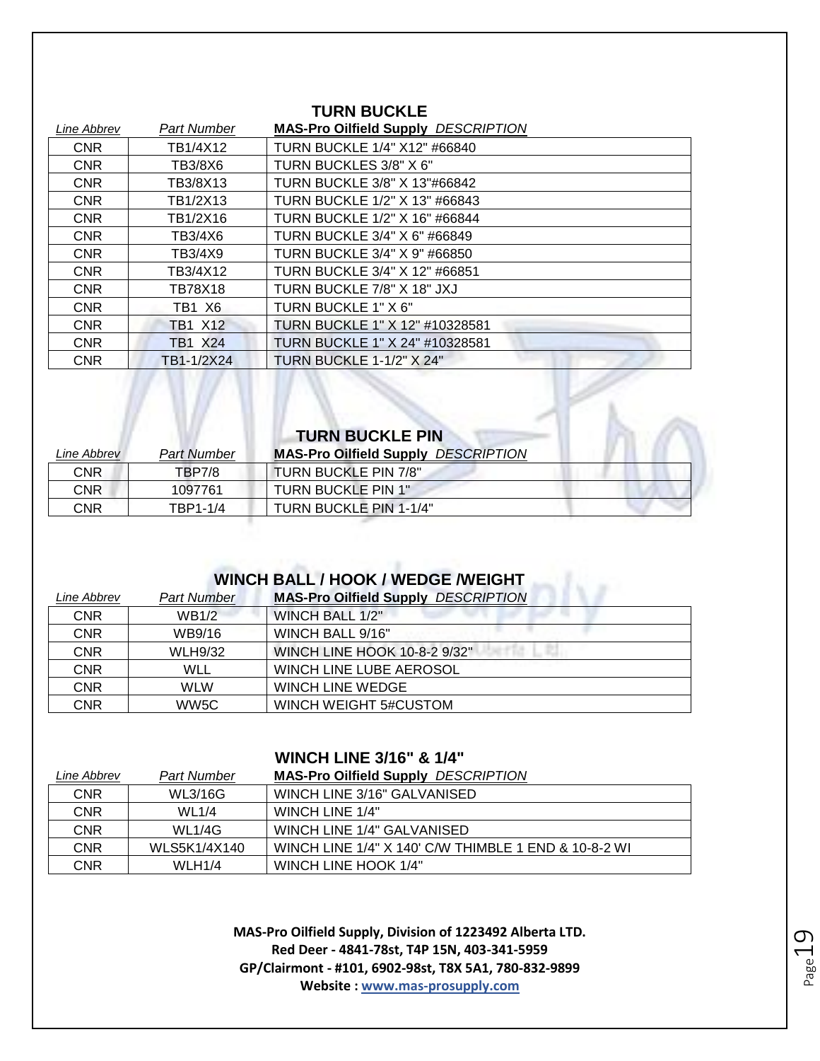## TURN BUCKLE

| *Line Abbrev* | *Part Number* | **MAS-Pro Oilfield Supply** *DESCRIPTION* |
|---|---|---|
| CNR | TB1/4X12 | TURN BUCKLE 1/4" X12" #66840 |
| CNR | TB3/8X6 | TURN BUCKLES 3/8" X 6" |
| CNR | TB3/8X13 | TURN BUCKLE 3/8" X 13"#66842 |
| CNR | TB1/2X13 | TURN BUCKLE 1/2" X 13" #66843 |
| CNR | TB1/2X16 | TURN BUCKLE 1/2" X 16" #66844 |
| CNR | TB3/4X6 | TURN BUCKLE 3/4" X 6" #66849 |
| CNR | TB3/4X9 | TURN BUCKLE 3/4" X 9" #66850 |
| CNR | TB3/4X12 | TURN BUCKLE 3/4" X 12" #66851 |
| CNR | TB78X18 | TURN BUCKLE 7/8" X 18" JXJ |
| CNR | TB1 X6 | TURN BUCKLE 1" X 6" |
| CNR | TB1 X12 | TURN BUCKLE 1" X 12" #10328581 |
| CNR | TB1 X24 | TURN BUCKLE 1" X 24" #10328581 |
| CNR | TB1-1/2X24 | TURN BUCKLE 1-1/2" X 24" |

## TURN BUCKLE PIN

| *Line Abbrev* | *Part Number* | **MAS-Pro Oilfield Supply** *DESCRIPTION* |
|---|---|---|
| CNR | TBP7/8 | TURN BUCKLE PIN 7/8" |
| CNR | 1097761 | TURN BUCKLE PIN 1" |
| CNR | TBP1-1/4 | TURN BUCKLE PIN 1-1/4" |

## WINCH BALL / HOOK / WEDGE /WEIGHT

| *Line Abbrev* | *Part Number* | **MAS-Pro Oilfield Supply** *DESCRIPTION* |
|---|---|---|
| CNR | WB1/2 | WINCH BALL 1/2" |
| CNR | WB9/16 | WINCH BALL 9/16" |
| CNR | WLH9/32 | WINCH LINE HOOK 10-8-2 9/32" |
| CNR | WLL | WINCH LINE LUBE AEROSOL |
| CNR | WLW | WINCH LINE WEDGE |
| CNR | WW5C | WINCH WEIGHT 5#CUSTOM |

## WINCH LINE 3/16" & 1/4"

| *Line Abbrev* | *Part Number* | **MAS-Pro Oilfield Supply** *DESCRIPTION* |
|---|---|---|
| CNR | WL3/16G | WINCH LINE 3/16" GALVANISED |
| CNR | WL1/4 | WINCH LINE 1/4" |
| CNR | WL1/4G | WINCH LINE 1/4" GALVANISED |
| CNR | WLS5K1/4X140 | WINCH LINE 1/4" X 140' C/W THIMBLE 1 END & 10-8-2 WI |
| CNR | WLH1/4 | WINCH LINE HOOK 1/4" |

**MAS-Pro Oilfield Supply, Division of 1223492 Alberta LTD.**
**Red Deer - 4841-78st, T4P 15N, 403-341-5959**
**GP/Clairmont - #101, 6902-98st, T8X 5A1, 780-832-9899**
**Website : www.mas-prosupply.com**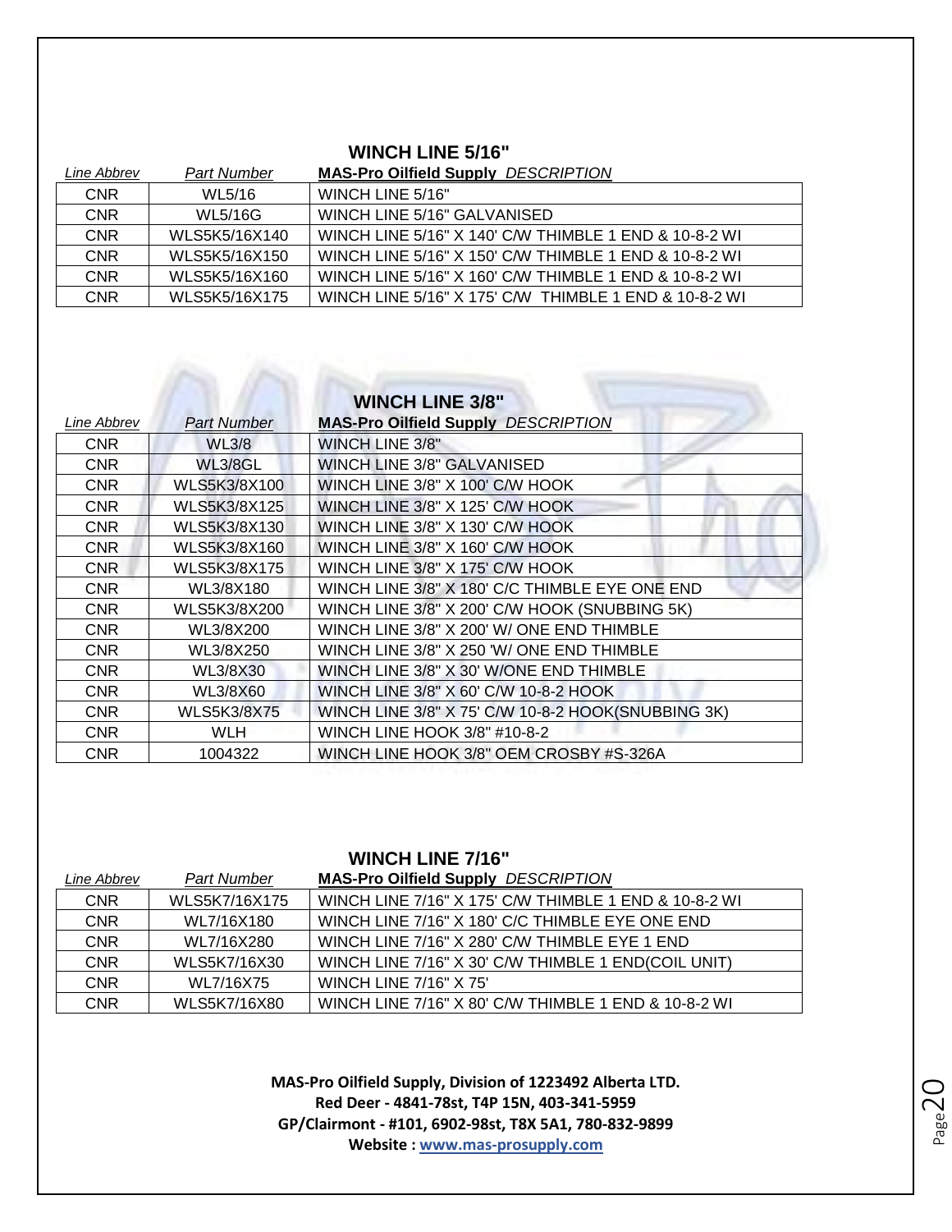## WINCH LINE 5/16"

| *Line Abbrev* | *Part Number* | **MAS-Pro Oilfield Supply** *DESCRIPTION* |
|---|---|---|
| CNR | WL5/16 | WINCH LINE 5/16" |
| CNR | WL5/16G | WINCH LINE 5/16" GALVANISED |
| CNR | WLS5K5/16X140 | WINCH LINE 5/16" X 140' C/W THIMBLE 1 END & 10-8-2 WI |
| CNR | WLS5K5/16X150 | WINCH LINE 5/16" X 150' C/W THIMBLE 1 END & 10-8-2 WI |
| CNR | WLS5K5/16X160 | WINCH LINE 5/16" X 160' C/W THIMBLE 1 END & 10-8-2 WI |
| CNR | WLS5K5/16X175 | WINCH LINE 5/16" X 175' C/W THIMBLE 1 END & 10-8-2 WI |

## WINCH LINE 3/8"

| *Line Abbrev* | *Part Number* | **MAS-Pro Oilfield Supply** *DESCRIPTION* |
|---|---|---|
| CNR | WL3/8 | WINCH LINE 3/8" |
| CNR | WL3/8GL | WINCH LINE 3/8" GALVANISED |
| CNR | WLS5K3/8X100 | WINCH LINE 3/8" X 100' C/W HOOK |
| CNR | WLS5K3/8X125 | WINCH LINE 3/8" X 125' C/W HOOK |
| CNR | WLS5K3/8X130 | WINCH LINE 3/8" X 130' C/W HOOK |
| CNR | WLS5K3/8X160 | WINCH LINE 3/8" X 160' C/W HOOK |
| CNR | WLS5K3/8X175 | WINCH LINE 3/8" X 175' C/W HOOK |
| CNR | WL3/8X180 | WINCH LINE 3/8" X 180' C/C THIMBLE EYE ONE END |
| CNR | WLS5K3/8X200 | WINCH LINE 3/8" X 200' C/W HOOK (SNUBBING 5K) |
| CNR | WL3/8X200 | WINCH LINE 3/8" X 200' W/ ONE END THIMBLE |
| CNR | WL3/8X250 | WINCH LINE 3/8" X 250 'W/ ONE END THIMBLE |
| CNR | WL3/8X30 | WINCH LINE 3/8" X 30' W/ONE END THIMBLE |
| CNR | WL3/8X60 | WINCH LINE 3/8" X 60' C/W 10-8-2 HOOK |
| CNR | WLS5K3/8X75 | WINCH LINE 3/8" X 75' C/W 10-8-2 HOOK(SNUBBING 3K) |
| CNR | WLH | WINCH LINE HOOK 3/8" #10-8-2 |
| CNR | 1004322 | WINCH LINE HOOK 3/8" OEM CROSBY #S-326A |

## WINCH LINE 7/16"

| *Line Abbrev* | *Part Number* | **MAS-Pro Oilfield Supply** *DESCRIPTION* |
|---|---|---|
| CNR | WLS5K7/16X175 | WINCH LINE 7/16" X 175' C/W THIMBLE 1 END & 10-8-2 WI |
| CNR | WL7/16X180 | WINCH LINE 7/16" X 180' C/C THIMBLE EYE ONE END |
| CNR | WL7/16X280 | WINCH LINE 7/16" X 280' C/W THIMBLE EYE 1 END |
| CNR | WLS5K7/16X30 | WINCH LINE 7/16" X 30' C/W THIMBLE 1 END(COIL UNIT) |
| CNR | WL7/16X75 | WINCH LINE 7/16" X 75' |
| CNR | WLS5K7/16X80 | WINCH LINE 7/16" X 80' C/W THIMBLE 1 END & 10-8-2 WI |

**MAS-Pro Oilfield Supply, Division of 1223492 Alberta LTD.**
**Red Deer - 4841-78st, T4P 15N, 403-341-5959**
**GP/Clairmont - #101, 6902-98st, T8X 5A1, 780-832-9899**
**Website : [www.mas-prosupply.com](http://www.mas-prosupply.com)**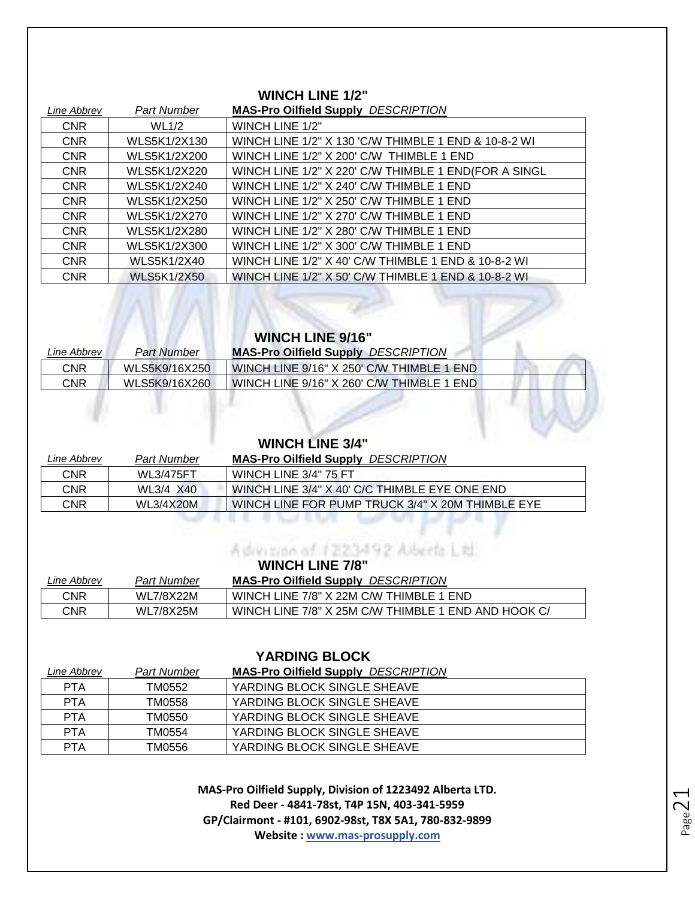## WINCH LINE 1/2"

| *Line Abbrev* | *Part Number* | **MAS-Pro Oilfield Supply** *DESCRIPTION* |
|---|---|---|
| CNR | WL1/2 | WINCH LINE 1/2" |
| CNR | WLS5K1/2X130 | WINCH LINE 1/2" X 130 'C/W THIMBLE 1 END & 10-8-2 WI |
| CNR | WLS5K1/2X200 | WINCH LINE 1/2" X 200' C/W THIMBLE 1 END |
| CNR | WLS5K1/2X220 | WINCH LINE 1/2" X 220' C/W THIMBLE 1 END(FOR A SINGL |
| CNR | WLS5K1/2X240 | WINCH LINE 1/2" X 240' C/W THIMBLE 1 END |
| CNR | WLS5K1/2X250 | WINCH LINE 1/2" X 250' C/W THIMBLE 1 END |
| CNR | WLS5K1/2X270 | WINCH LINE 1/2" X 270' C/W THIMBLE 1 END |
| CNR | WLS5K1/2X280 | WINCH LINE 1/2" X 280' C/W THIMBLE 1 END |
| CNR | WLS5K1/2X300 | WINCH LINE 1/2" X 300' C/W THIMBLE 1 END |
| CNR | WLS5K1/2X40 | WINCH LINE 1/2" X 40' C/W THIMBLE 1 END & 10-8-2 WI |
| CNR | WLS5K1/2X50 | WINCH LINE 1/2" X 50' C/W THIMBLE 1 END & 10-8-2 WI |

## WINCH LINE 9/16"

| *Line Abbrev* | *Part Number* | **MAS-Pro Oilfield Supply** *DESCRIPTION* |
|---|---|---|
| CNR | WLS5K9/16X250 | WINCH LINE 9/16" X 250' C/W THIMBLE 1 END |
| CNR | WLS5K9/16X260 | WINCH LINE 9/16" X 260' C/W THIMBLE 1 END |

## WINCH LINE 3/4"

| *Line Abbrev* | *Part Number* | **MAS-Pro Oilfield Supply** *DESCRIPTION* |
|---|---|---|
| CNR | WL3/475FT | WINCH LINE 3/4" 75 FT |
| CNR | WL3/4 X40 | WINCH LINE 3/4" X 40' C/C THIMBLE EYE ONE END |
| CNR | WL3/4X20M | WINCH LINE FOR PUMP TRUCK 3/4" X 20M THIMBLE EYE |

## WINCH LINE 7/8"

| *Line Abbrev* | *Part Number* | **MAS-Pro Oilfield Supply** *DESCRIPTION* |
|---|---|---|
| CNR | WL7/8X22M | WINCH LINE 7/8" X 22M C/W THIMBLE 1 END |
| CNR | WL7/8X25M | WINCH LINE 7/8" X 25M C/W THIMBLE 1 END AND HOOK C/ |

## YARDING BLOCK

| *Line Abbrev* | *Part Number* | **MAS-Pro Oilfield Supply** *DESCRIPTION* |
|---|---|---|
| PTA | TM0552 | YARDING BLOCK SINGLE SHEAVE |
| PTA | TM0558 | YARDING BLOCK SINGLE SHEAVE |
| PTA | TM0550 | YARDING BLOCK SINGLE SHEAVE |
| PTA | TM0554 | YARDING BLOCK SINGLE SHEAVE |
| PTA | TM0556 | YARDING BLOCK SINGLE SHEAVE |

**MAS-Pro Oilfield Supply, Division of 1223492 Alberta LTD.**
**Red Deer - 4841-78st, T4P 15N, 403-341-5959**
**GP/Clairmont - #101, 6902-98st, T8X 5A1, 780-832-9899**
**Website : www.mas-prosupply.com**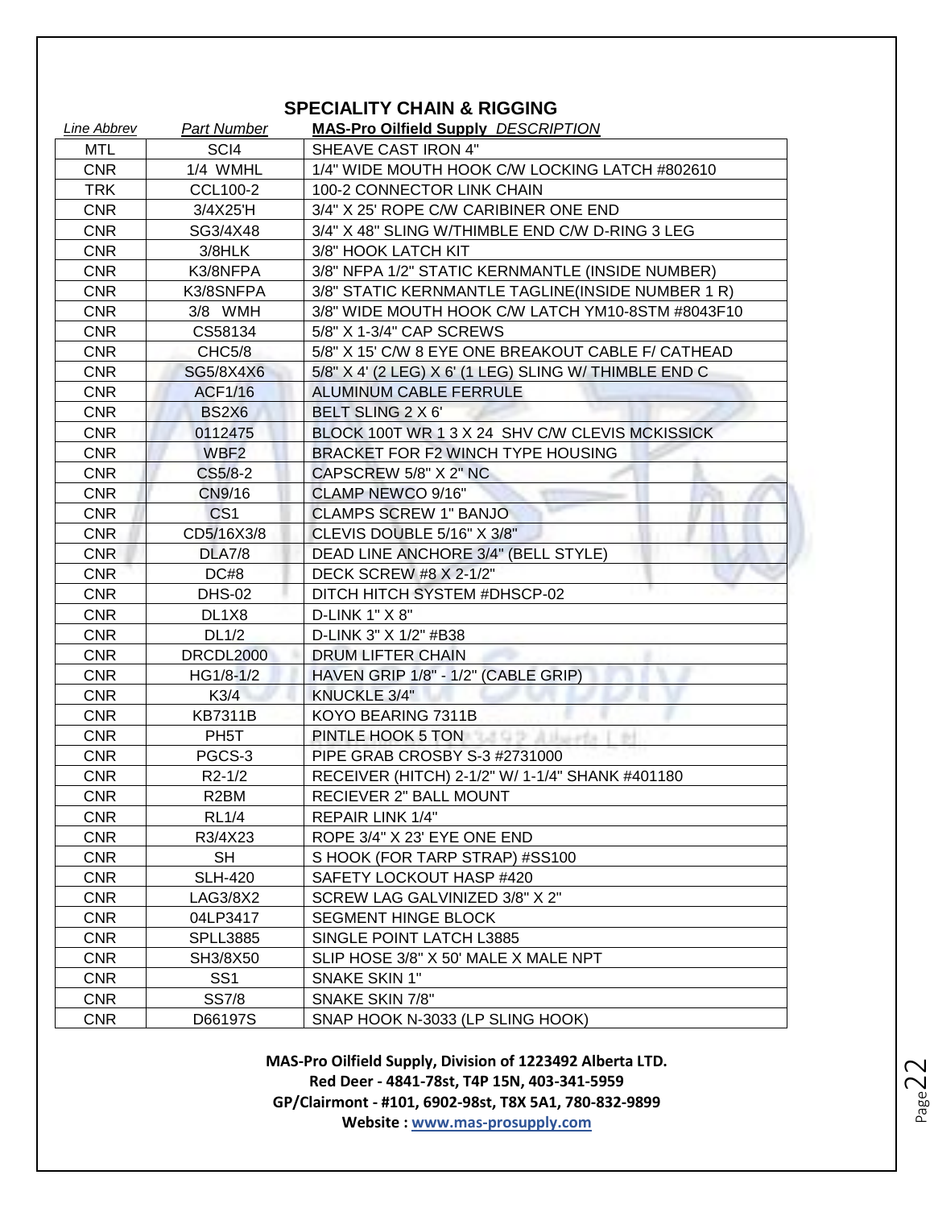## SPECIALITY CHAIN & RIGGING

| *Line Abbrev* | *Part Number* | **MAS-Pro Oilfield Supply** *DESCRIPTION* |
|---|---|---|
| MTL | SCI4 | SHEAVE CAST IRON 4" |
| CNR | 1/4 WMHL | 1/4" WIDE MOUTH HOOK C/W LOCKING LATCH #802610 |
| TRK | CCL100-2 | 100-2 CONNECTOR LINK CHAIN |
| CNR | 3/4X25'H | 3/4" X 25' ROPE C/W CARIBINER ONE END |
| CNR | SG3/4X48 | 3/4" X 48" SLING W/THIMBLE END C/W D-RING 3 LEG |
| CNR | 3/8HLK | 3/8" HOOK LATCH KIT |
| CNR | K3/8NFPA | 3/8" NFPA 1/2" STATIC KERNMANTLE (INSIDE NUMBER) |
| CNR | K3/8SNFPA | 3/8" STATIC KERNMANTLE TAGLINE(INSIDE NUMBER 1 R) |
| CNR | 3/8 WMH | 3/8" WIDE MOUTH HOOK C/W LATCH YM10-8STM #8043F10 |
| CNR | CS58134 | 5/8" X 1-3/4" CAP SCREWS |
| CNR | CHC5/8 | 5/8" X 15' C/W 8 EYE ONE BREAKOUT CABLE F/ CATHEAD |
| CNR | SG5/8X4X6 | 5/8" X 4' (2 LEG) X 6' (1 LEG) SLING W/ THIMBLE END C |
| CNR | ACF1/16 | ALUMINUM CABLE FERRULE |
| CNR | BS2X6 | BELT SLING 2 X 6' |
| CNR | 0112475 | BLOCK 100T WR 1 3 X 24 SHV C/W CLEVIS MCKISSICK |
| CNR | WBF2 | BRACKET FOR F2 WINCH TYPE HOUSING |
| CNR | CS5/8-2 | CAPSCREW 5/8" X 2" NC |
| CNR | CN9/16 | CLAMP NEWCO 9/16" |
| CNR | CS1 | CLAMPS SCREW 1" BANJO |
| CNR | CD5/16X3/8 | CLEVIS DOUBLE 5/16" X 3/8" |
| CNR | DLA7/8 | DEAD LINE ANCHORE 3/4" (BELL STYLE) |
| CNR | DC#8 | DECK SCREW #8 X 2-1/2" |
| CNR | DHS-02 | DITCH HITCH SYSTEM #DHSCP-02 |
| CNR | DL1X8 | D-LINK 1" X 8" |
| CNR | DL1/2 | D-LINK 3" X 1/2" #B38 |
| CNR | DRCDL2000 | DRUM LIFTER CHAIN |
| CNR | HG1/8-1/2 | HAVEN GRIP 1/8" - 1/2" (CABLE GRIP) |
| CNR | K3/4 | KNUCKLE 3/4" |
| CNR | KB7311B | KOYO BEARING 7311B |
| CNR | PH5T | PINTLE HOOK 5 TON |
| CNR | PGCS-3 | PIPE GRAB CROSBY S-3 #2731000 |
| CNR | R2-1/2 | RECEIVER (HITCH) 2-1/2" W/ 1-1/4" SHANK #401180 |
| CNR | R2BM | RECIEVER 2" BALL MOUNT |
| CNR | RL1/4 | REPAIR LINK 1/4" |
| CNR | R3/4X23 | ROPE 3/4" X 23' EYE ONE END |
| CNR | SH | S HOOK (FOR TARP STRAP) #SS100 |
| CNR | SLH-420 | SAFETY LOCKOUT HASP #420 |
| CNR | LAG3/8X2 | SCREW LAG GALVINIZED 3/8" X 2" |
| CNR | 04LP3417 | SEGMENT HINGE BLOCK |
| CNR | SPLL3885 | SINGLE POINT LATCH L3885 |
| CNR | SH3/8X50 | SLIP HOSE 3/8" X 50' MALE X MALE NPT |
| CNR | SS1 | SNAKE SKIN 1" |
| CNR | SS7/8 | SNAKE SKIN 7/8" |
| CNR | D66197S | SNAP HOOK N-3033 (LP SLING HOOK) |

**MAS-Pro Oilfield Supply, Division of 1223492 Alberta LTD.**
**Red Deer - 4841-78st, T4P 15N, 403-341-5959**
**GP/Clairmont - #101, 6902-98st, T8X 5A1, 780-832-9899**
**Website : www.mas-prosupply.com**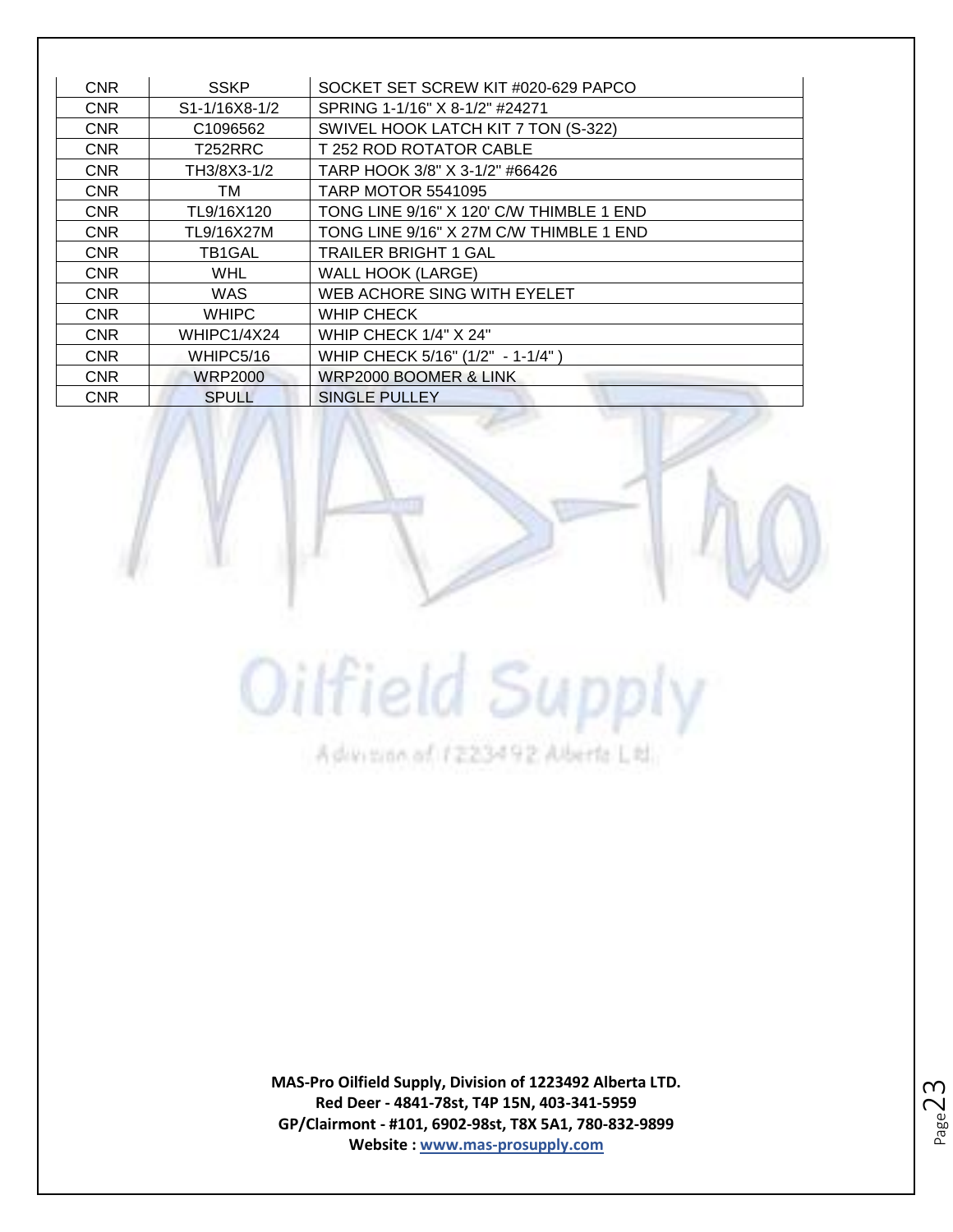| | | |
|---|---|---|
| CNR | SSKP | SOCKET SET SCREW KIT #020-629 PAPCO |
| CNR | S1-1/16X8-1/2 | SPRING 1-1/16" X 8-1/2" #24271 |
| CNR | C1096562 | SWIVEL HOOK LATCH KIT 7 TON (S-322) |
| CNR | T252RRC | T 252 ROD ROTATOR CABLE |
| CNR | TH3/8X3-1/2 | TARP HOOK 3/8" X 3-1/2" #66426 |
| CNR | TM | TARP MOTOR 5541095 |
| CNR | TL9/16X120 | TONG LINE 9/16" X 120' C/W THIMBLE 1 END |
| CNR | TL9/16X27M | TONG LINE 9/16" X 27M C/W THIMBLE 1 END |
| CNR | TB1GAL | TRAILER BRIGHT 1 GAL |
| CNR | WHL | WALL HOOK (LARGE) |
| CNR | WAS | WEB ACHORE SING WITH EYELET |
| CNR | WHIPC | WHIP CHECK |
| CNR | WHIPC1/4X24 | WHIP CHECK 1/4" X 24" |
| CNR | WHIPC5/16 | WHIP CHECK 5/16" (1/2" - 1-1/4" ) |
| CNR | WRP2000 | WRP2000 BOOMER & LINK |
| CNR | SPULL | SINGLE PULLEY |

MAS-Pro Oilfield Supply

A division of 1223492 Alberta Ltd.

**MAS-Pro Oilfield Supply, Division of 1223492 Alberta LTD.**
**Red Deer - 4841-78st, T4P 15N, 403-341-5959**
**GP/Clairmont - #101, 6902-98st, T8X 5A1, 780-832-9899**
**Website : www.mas-prosupply.com**